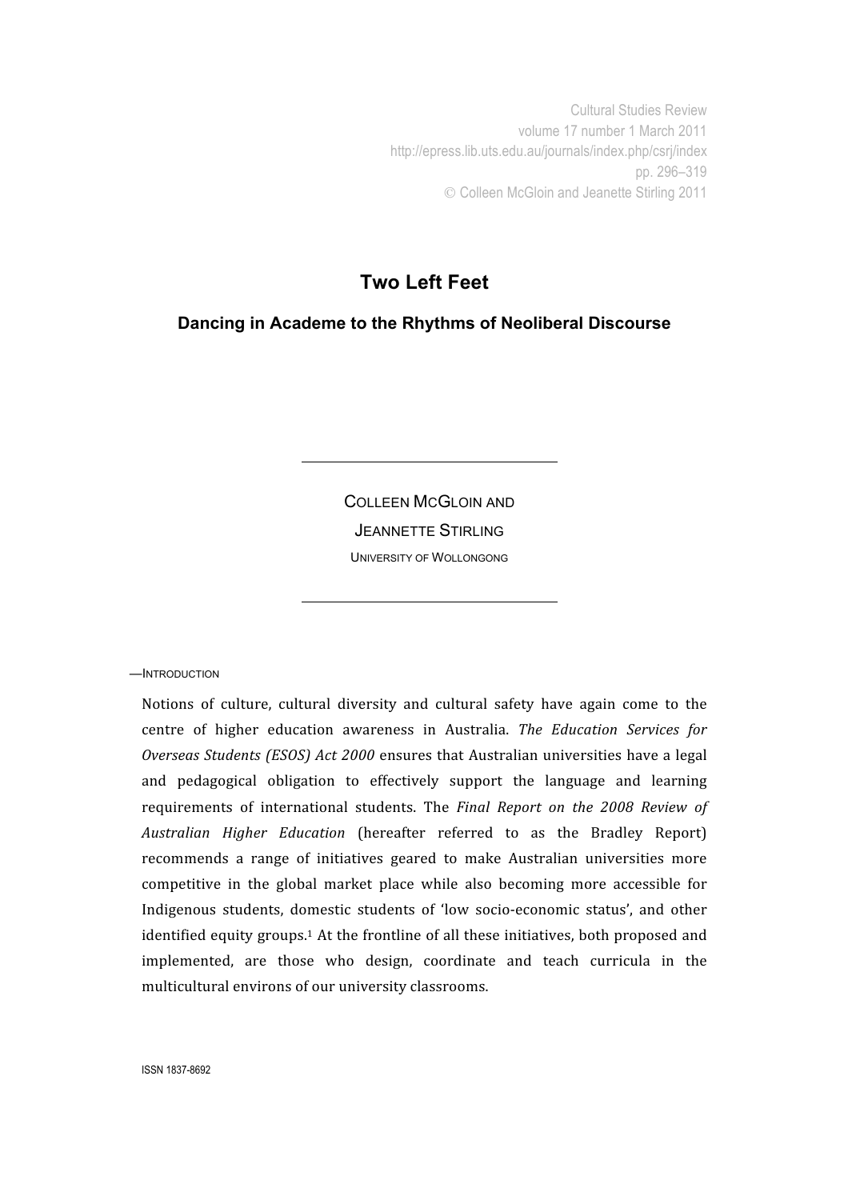# Two Left Feet

## Dancing in Academe to the Rhythms of Neoliberal Discourse

COLLEEN MCGLOIN AND

JEANNETTE STIRLING

UNIVERSITY OF WOLLONGONG

—INTRODUCTION

Notions of culture, cultural diversity and cultural safety have again come to the centre of higher education awareness in Australia. *The Education Services for Overseas Students (ESOS) Act 2000* ensures that Australian universities have a legal and pedagogical obligation to effectively support the language and learning requirements of international students. The *Final Report on the 2008 Review of Australian Higher Education* (hereafter referred to as the Bradley Report) recommends a range of initiatives geared to make Australian universities more competitive in the global market place while also becoming more accessible for Indigenous students, domestic students of 'low socio-economic status', and other identified equity groups.[1] At the frontline of all these initiatives, both proposed and implemented, are those who design, coordinate and teach curricula in the multicultural environs of our university classrooms.

ISSN 1837-8692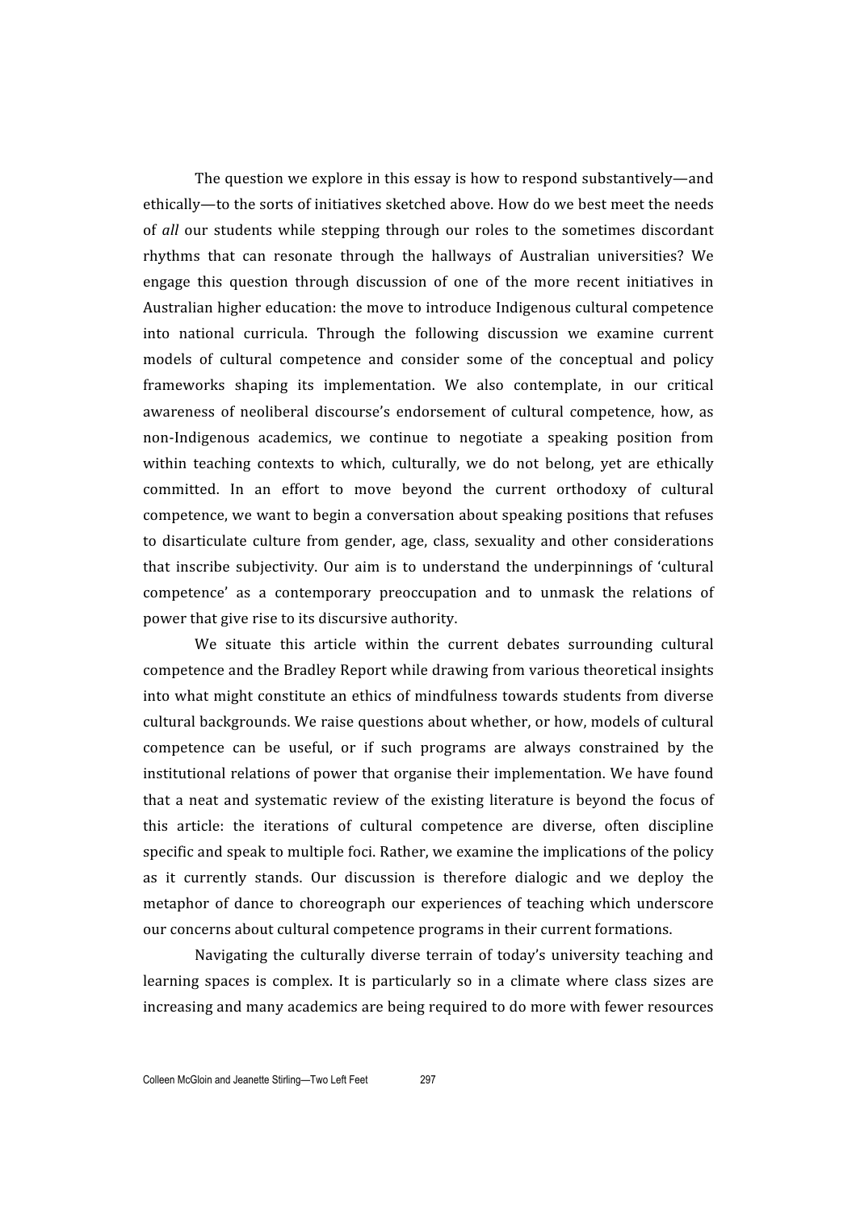The question we explore in this essay is how to respond substantively—and ethically—to the sorts of initiatives sketched above. How do we best meet the needs of *all* our students while stepping through our roles to the sometimes discordant rhythms that can resonate through the hallways of Australian universities? We engage this question through discussion of one of the more recent initiatives in Australian higher education: the move to introduce Indigenous cultural competence into national curricula. Through the following discussion we examine current models of cultural competence and consider some of the conceptual and policy frameworks shaping its implementation. We also contemplate, in our critical awareness of neoliberal discourse's endorsement of cultural competence, how, as non-Indigenous academics, we continue to negotiate a speaking position from within teaching contexts to which, culturally, we do not belong, yet are ethically committed. In an effort to move beyond the current orthodoxy of cultural competence, we want to begin a conversation about speaking positions that refuses to disarticulate culture from gender, age, class, sexuality and other considerations that inscribe subjectivity. Our aim is to understand the underpinnings of 'cultural competence' as a contemporary preoccupation and to unmask the relations of power that give rise to its discursive authority.

We situate this article within the current debates surrounding cultural competence and the Bradley Report while drawing from various theoretical insights into what might constitute an ethics of mindfulness towards students from diverse cultural backgrounds. We raise questions about whether, or how, models of cultural competence can be useful, or if such programs are always constrained by the institutional relations of power that organise their implementation. We have found that a neat and systematic review of the existing literature is beyond the focus of this article: the iterations of cultural competence are diverse, often discipline specific and speak to multiple foci. Rather, we examine the implications of the policy as it currently stands. Our discussion is therefore dialogic and we deploy the metaphor of dance to choreograph our experiences of teaching which underscore our concerns about cultural competence programs in their current formations.

Navigating the culturally diverse terrain of today's university teaching and learning spaces is complex. It is particularly so in a climate where class sizes are increasing and many academics are being required to do more with fewer resources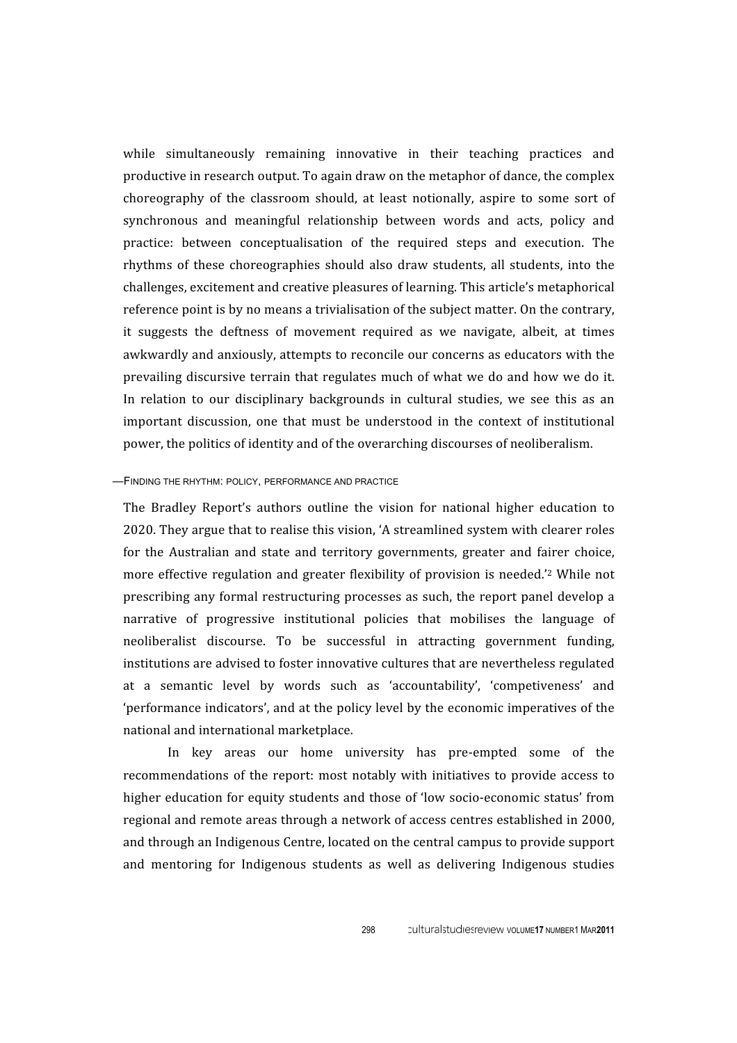while simultaneously remaining innovative in their teaching practices and productive in research output. To again draw on the metaphor of dance, the complex choreography of the classroom should, at least notionally, aspire to some sort of synchronous and meaningful relationship between words and acts, policy and practice: between conceptualisation of the required steps and execution. The rhythms of these choreographies should also draw students, all students, into the challenges, excitement and creative pleasures of learning. This article's metaphorical reference point is by no means a trivialisation of the subject matter. On the contrary, it suggests the deftness of movement required as we navigate, albeit, at times awkwardly and anxiously, attempts to reconcile our concerns as educators with the prevailing discursive terrain that regulates much of what we do and how we do it. In relation to our disciplinary backgrounds in cultural studies, we see this as an important discussion, one that must be understood in the context of institutional power, the politics of identity and of the overarching discourses of neoliberalism.

## —Finding the rhythm: policy, performance and practice

The Bradley Report's authors outline the vision for national higher education to 2020. They argue that to realise this vision, 'A streamlined system with clearer roles for the Australian and state and territory governments, greater and fairer choice, more effective regulation and greater flexibility of provision is needed.'[2] While not prescribing any formal restructuring processes as such, the report panel develop a narrative of progressive institutional policies that mobilises the language of neoliberalist discourse. To be successful in attracting government funding, institutions are advised to foster innovative cultures that are nevertheless regulated at a semantic level by words such as 'accountability', 'competiveness' and 'performance indicators', and at the policy level by the economic imperatives of the national and international marketplace.

In key areas our home university has pre-empted some of the recommendations of the report: most notably with initiatives to provide access to higher education for equity students and those of 'low socio-economic status' from regional and remote areas through a network of access centres established in 2000, and through an Indigenous Centre, located on the central campus to provide support and mentoring for Indigenous students as well as delivering Indigenous studies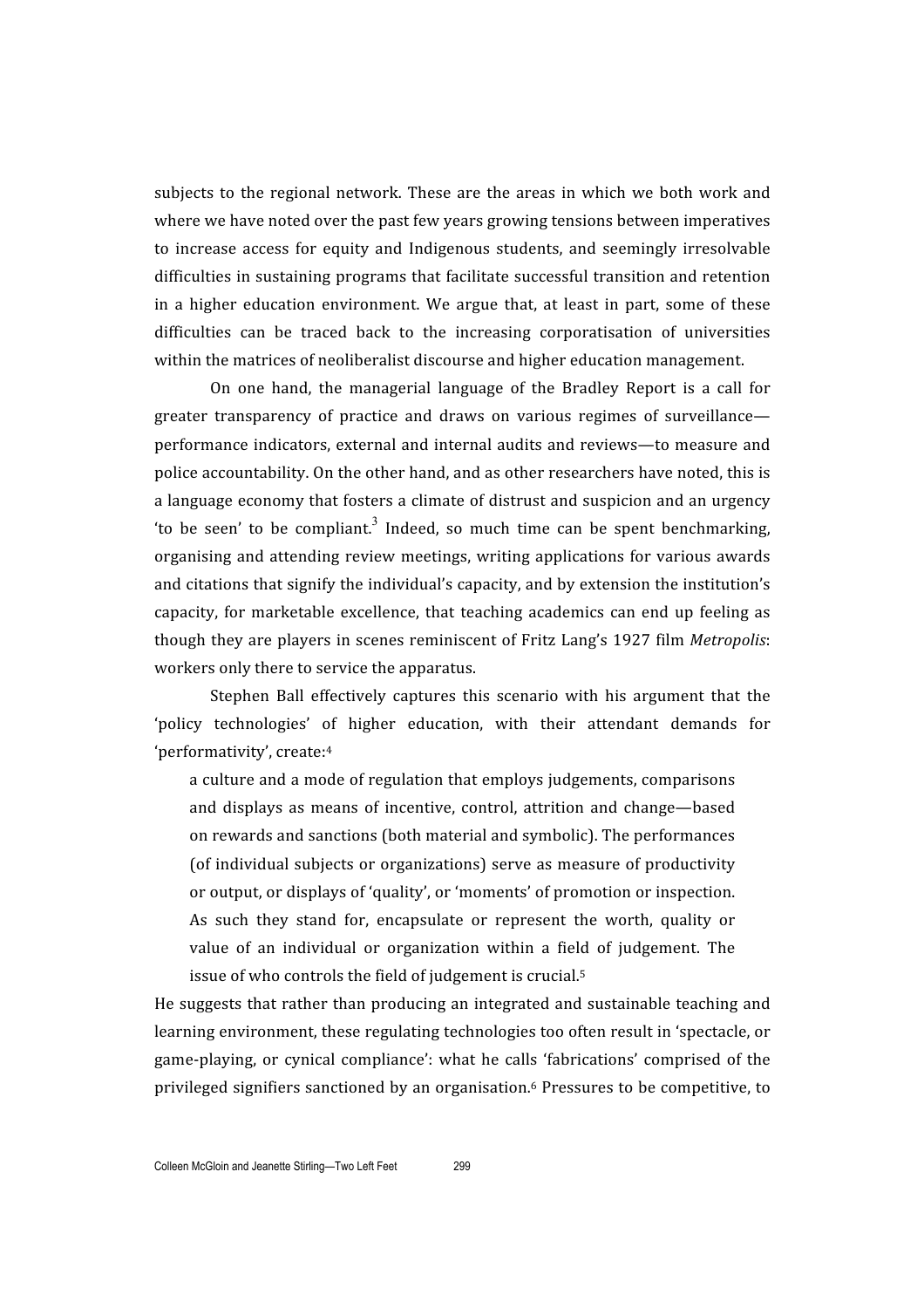subjects to the regional network. These are the areas in which we both work and where we have noted over the past few years growing tensions between imperatives to increase access for equity and Indigenous students, and seemingly irresolvable difficulties in sustaining programs that facilitate successful transition and retention in a higher education environment. We argue that, at least in part, some of these difficulties can be traced back to the increasing corporatisation of universities within the matrices of neoliberalist discourse and higher education management.

On one hand, the managerial language of the Bradley Report is a call for greater transparency of practice and draws on various regimes of surveillance—performance indicators, external and internal audits and reviews—to measure and police accountability. On the other hand, and as other researchers have noted, this is a language economy that fosters a climate of distrust and suspicion and an urgency 'to be seen' to be compliant.[3] Indeed, so much time can be spent benchmarking, organising and attending review meetings, writing applications for various awards and citations that signify the individual's capacity, and by extension the institution's capacity, for marketable excellence, that teaching academics can end up feeling as though they are players in scenes reminiscent of Fritz Lang's 1927 film *Metropolis*: workers only there to service the apparatus.

Stephen Ball effectively captures this scenario with his argument that the 'policy technologies' of higher education, with their attendant demands for 'performativity', create:[4]

> a culture and a mode of regulation that employs judgements, comparisons and displays as means of incentive, control, attrition and change—based on rewards and sanctions (both material and symbolic). The performances (of individual subjects or organizations) serve as measure of productivity or output, or displays of 'quality', or 'moments' of promotion or inspection. As such they stand for, encapsulate or represent the worth, quality or value of an individual or organization within a field of judgement. The issue of who controls the field of judgement is crucial.[5]

He suggests that rather than producing an integrated and sustainable teaching and learning environment, these regulating technologies too often result in 'spectacle, or game-playing, or cynical compliance': what he calls 'fabrications' comprised of the privileged signifiers sanctioned by an organisation.[6] Pressures to be competitive, to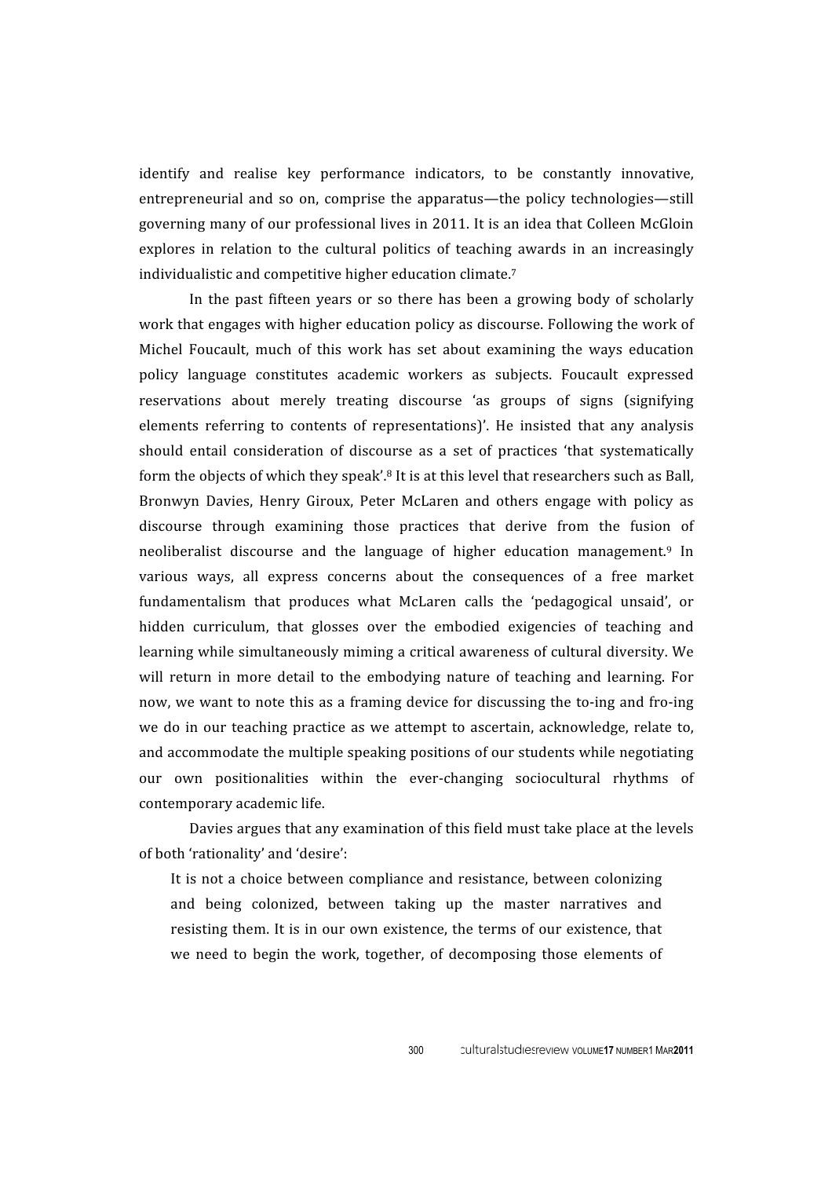identify and realise key performance indicators, to be constantly innovative, entrepreneurial and so on, comprise the apparatus—the policy technologies—still governing many of our professional lives in 2011. It is an idea that Colleen McGloin explores in relation to the cultural politics of teaching awards in an increasingly individualistic and competitive higher education climate.[7]

In the past fifteen years or so there has been a growing body of scholarly work that engages with higher education policy as discourse. Following the work of Michel Foucault, much of this work has set about examining the ways education policy language constitutes academic workers as subjects. Foucault expressed reservations about merely treating discourse 'as groups of signs (signifying elements referring to contents of representations)'. He insisted that any analysis should entail consideration of discourse as a set of practices 'that systematically form the objects of which they speak'.[8] It is at this level that researchers such as Ball, Bronwyn Davies, Henry Giroux, Peter McLaren and others engage with policy as discourse through examining those practices that derive from the fusion of neoliberalist discourse and the language of higher education management.[9] In various ways, all express concerns about the consequences of a free market fundamentalism that produces what McLaren calls the 'pedagogical unsaid', or hidden curriculum, that glosses over the embodied exigencies of teaching and learning while simultaneously miming a critical awareness of cultural diversity. We will return in more detail to the embodying nature of teaching and learning. For now, we want to note this as a framing device for discussing the to-ing and fro-ing we do in our teaching practice as we attempt to ascertain, acknowledge, relate to, and accommodate the multiple speaking positions of our students while negotiating our own positionalities within the ever-changing sociocultural rhythms of contemporary academic life.

Davies argues that any examination of this field must take place at the levels of both 'rationality' and 'desire':

> It is not a choice between compliance and resistance, between colonizing and being colonized, between taking up the master narratives and resisting them. It is in our own existence, the terms of our existence, that we need to begin the work, together, of decomposing those elements of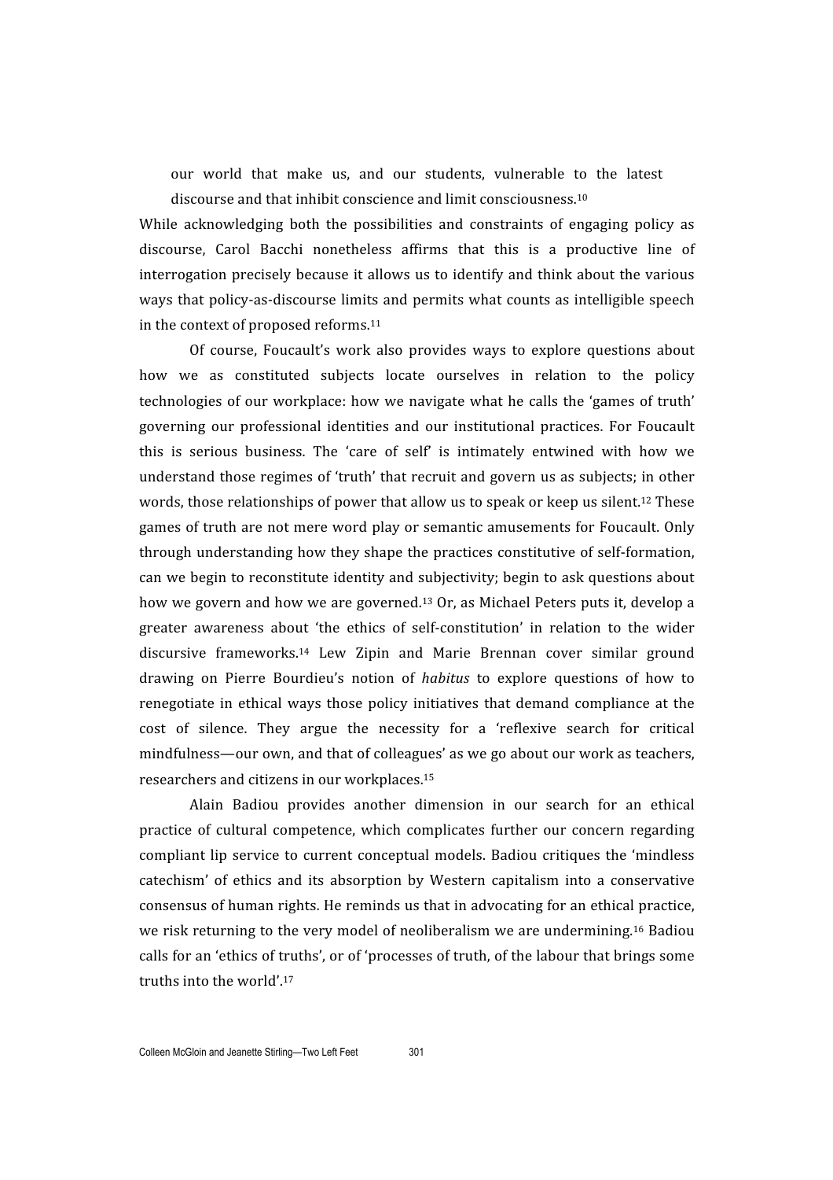our world that make us, and our students, vulnerable to the latest discourse and that inhibit conscience and limit consciousness.[10]

While acknowledging both the possibilities and constraints of engaging policy as discourse, Carol Bacchi nonetheless affirms that this is a productive line of interrogation precisely because it allows us to identify and think about the various ways that policy-as-discourse limits and permits what counts as intelligible speech in the context of proposed reforms.[11]

Of course, Foucault's work also provides ways to explore questions about how we as constituted subjects locate ourselves in relation to the policy technologies of our workplace: how we navigate what he calls the 'games of truth' governing our professional identities and our institutional practices. For Foucault this is serious business. The 'care of self' is intimately entwined with how we understand those regimes of 'truth' that recruit and govern us as subjects; in other words, those relationships of power that allow us to speak or keep us silent.[12] These games of truth are not mere word play or semantic amusements for Foucault. Only through understanding how they shape the practices constitutive of self-formation, can we begin to reconstitute identity and subjectivity; begin to ask questions about how we govern and how we are governed.[13] Or, as Michael Peters puts it, develop a greater awareness about 'the ethics of self-constitution' in relation to the wider discursive frameworks.[14] Lew Zipin and Marie Brennan cover similar ground drawing on Pierre Bourdieu's notion of *habitus* to explore questions of how to renegotiate in ethical ways those policy initiatives that demand compliance at the cost of silence. They argue the necessity for a 'reflexive search for critical mindfulness—our own, and that of colleagues' as we go about our work as teachers, researchers and citizens in our workplaces.[15]

Alain Badiou provides another dimension in our search for an ethical practice of cultural competence, which complicates further our concern regarding compliant lip service to current conceptual models. Badiou critiques the 'mindless catechism' of ethics and its absorption by Western capitalism into a conservative consensus of human rights. He reminds us that in advocating for an ethical practice, we risk returning to the very model of neoliberalism we are undermining.[16] Badiou calls for an 'ethics of truths', or of 'processes of truth, of the labour that brings some truths into the world'.[17]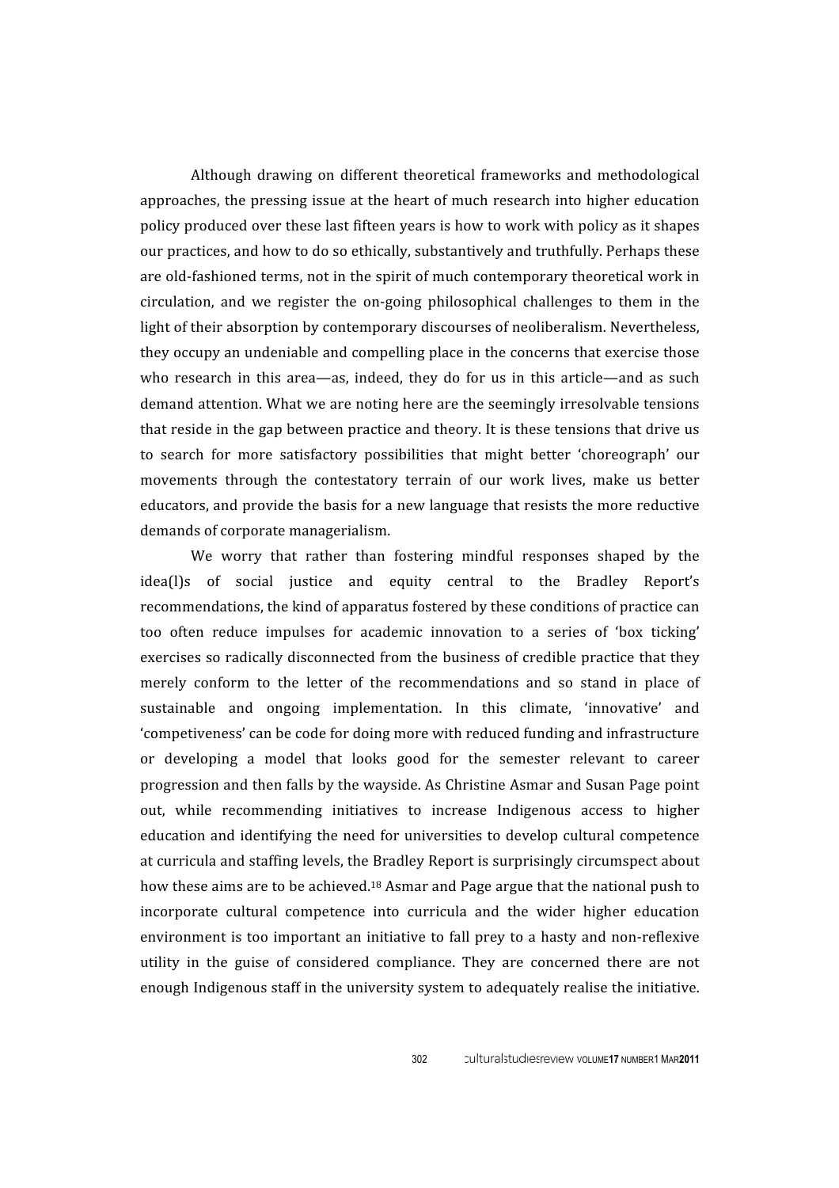Although drawing on different theoretical frameworks and methodological approaches, the pressing issue at the heart of much research into higher education policy produced over these last fifteen years is how to work with policy as it shapes our practices, and how to do so ethically, substantively and truthfully. Perhaps these are old-fashioned terms, not in the spirit of much contemporary theoretical work in circulation, and we register the on-going philosophical challenges to them in the light of their absorption by contemporary discourses of neoliberalism. Nevertheless, they occupy an undeniable and compelling place in the concerns that exercise those who research in this area—as, indeed, they do for us in this article—and as such demand attention. What we are noting here are the seemingly irresolvable tensions that reside in the gap between practice and theory. It is these tensions that drive us to search for more satisfactory possibilities that might better 'choreograph' our movements through the contestatory terrain of our work lives, make us better educators, and provide the basis for a new language that resists the more reductive demands of corporate managerialism.

We worry that rather than fostering mindful responses shaped by the idea(l)s of social justice and equity central to the Bradley Report's recommendations, the kind of apparatus fostered by these conditions of practice can too often reduce impulses for academic innovation to a series of 'box ticking' exercises so radically disconnected from the business of credible practice that they merely conform to the letter of the recommendations and so stand in place of sustainable and ongoing implementation. In this climate, 'innovative' and 'competiveness' can be code for doing more with reduced funding and infrastructure or developing a model that looks good for the semester relevant to career progression and then falls by the wayside. As Christine Asmar and Susan Page point out, while recommending initiatives to increase Indigenous access to higher education and identifying the need for universities to develop cultural competence at curricula and staffing levels, the Bradley Report is surprisingly circumspect about how these aims are to be achieved.[18] Asmar and Page argue that the national push to incorporate cultural competence into curricula and the wider higher education environment is too important an initiative to fall prey to a hasty and non-reflexive utility in the guise of considered compliance. They are concerned there are not enough Indigenous staff in the university system to adequately realise the initiative.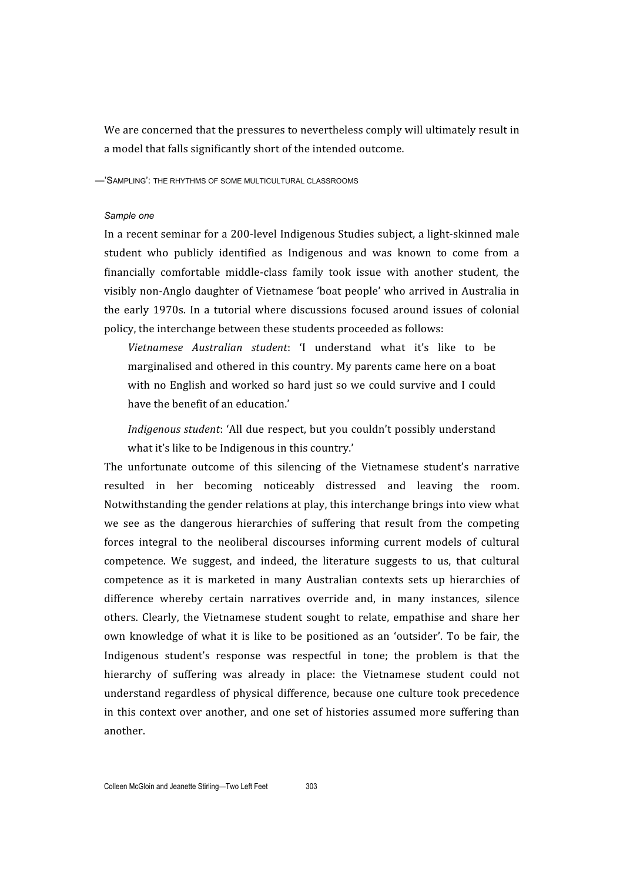We are concerned that the pressures to nevertheless comply will ultimately result in a model that falls significantly short of the intended outcome.

## —'SAMPLING': THE RHYTHMS OF SOME MULTICULTURAL CLASSROOMS

### *Sample one*

In a recent seminar for a 200-level Indigenous Studies subject, a light-skinned male student who publicly identified as Indigenous and was known to come from a financially comfortable middle-class family took issue with another student, the visibly non-Anglo daughter of Vietnamese 'boat people' who arrived in Australia in the early 1970s. In a tutorial where discussions focused around issues of colonial policy, the interchange between these students proceeded as follows:

> *Vietnamese Australian student*: 'I understand what it's like to be marginalised and othered in this country. My parents came here on a boat with no English and worked so hard just so we could survive and I could have the benefit of an education.'
>
> *Indigenous student*: 'All due respect, but you couldn't possibly understand what it's like to be Indigenous in this country.'

The unfortunate outcome of this silencing of the Vietnamese student's narrative resulted in her becoming noticeably distressed and leaving the room. Notwithstanding the gender relations at play, this interchange brings into view what we see as the dangerous hierarchies of suffering that result from the competing forces integral to the neoliberal discourses informing current models of cultural competence. We suggest, and indeed, the literature suggests to us, that cultural competence as it is marketed in many Australian contexts sets up hierarchies of difference whereby certain narratives override and, in many instances, silence others. Clearly, the Vietnamese student sought to relate, empathise and share her own knowledge of what it is like to be positioned as an 'outsider'. To be fair, the Indigenous student's response was respectful in tone; the problem is that the hierarchy of suffering was already in place: the Vietnamese student could not understand regardless of physical difference, because one culture took precedence in this context over another, and one set of histories assumed more suffering than another.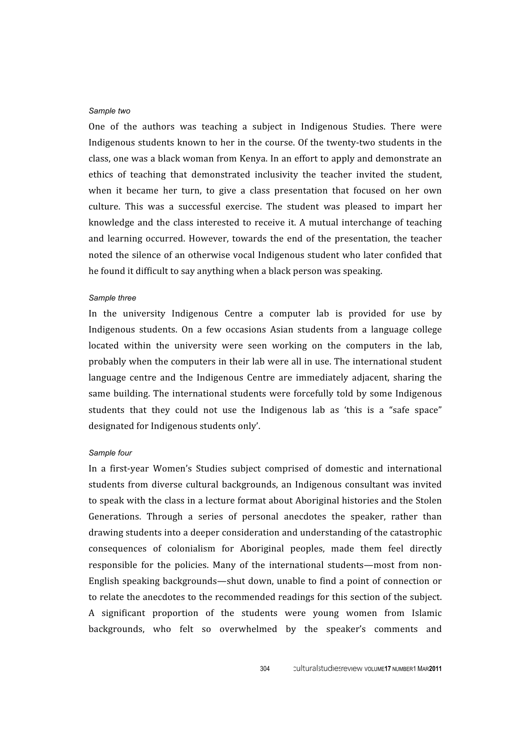*Sample two*

One of the authors was teaching a subject in Indigenous Studies. There were Indigenous students known to her in the course. Of the twenty-two students in the class, one was a black woman from Kenya. In an effort to apply and demonstrate an ethics of teaching that demonstrated inclusivity the teacher invited the student, when it became her turn, to give a class presentation that focused on her own culture. This was a successful exercise. The student was pleased to impart her knowledge and the class interested to receive it. A mutual interchange of teaching and learning occurred. However, towards the end of the presentation, the teacher noted the silence of an otherwise vocal Indigenous student who later confided that he found it difficult to say anything when a black person was speaking.

*Sample three*

In the university Indigenous Centre a computer lab is provided for use by Indigenous students. On a few occasions Asian students from a language college located within the university were seen working on the computers in the lab, probably when the computers in their lab were all in use. The international student language centre and the Indigenous Centre are immediately adjacent, sharing the same building. The international students were forcefully told by some Indigenous students that they could not use the Indigenous lab as 'this is a "safe space" designated for Indigenous students only'.

*Sample four*

In a first-year Women's Studies subject comprised of domestic and international students from diverse cultural backgrounds, an Indigenous consultant was invited to speak with the class in a lecture format about Aboriginal histories and the Stolen Generations. Through a series of personal anecdotes the speaker, rather than drawing students into a deeper consideration and understanding of the catastrophic consequences of colonialism for Aboriginal peoples, made them feel directly responsible for the policies. Many of the international students—most from non-English speaking backgrounds—shut down, unable to find a point of connection or to relate the anecdotes to the recommended readings for this section of the subject. A significant proportion of the students were young women from Islamic backgrounds, who felt so overwhelmed by the speaker's comments and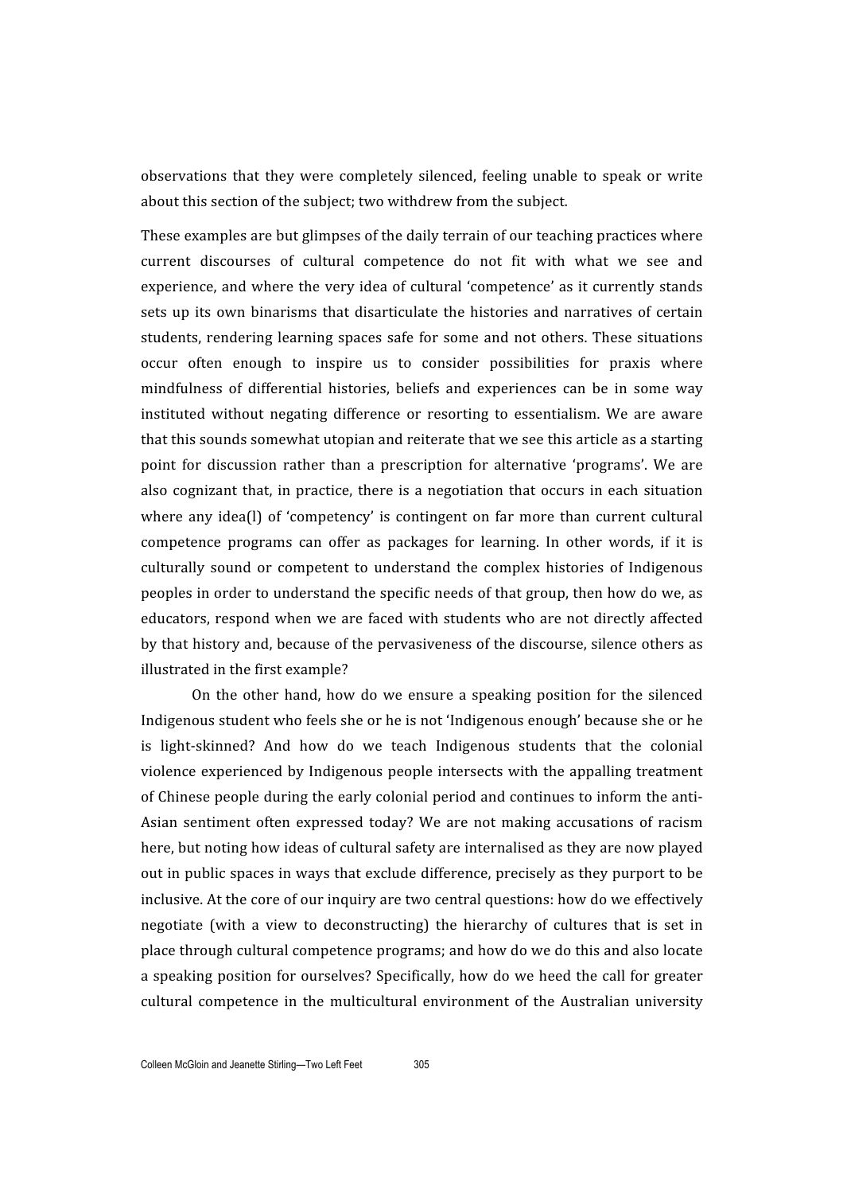observations that they were completely silenced, feeling unable to speak or write about this section of the subject; two withdrew from the subject.

These examples are but glimpses of the daily terrain of our teaching practices where current discourses of cultural competence do not fit with what we see and experience, and where the very idea of cultural 'competence' as it currently stands sets up its own binarisms that disarticulate the histories and narratives of certain students, rendering learning spaces safe for some and not others. These situations occur often enough to inspire us to consider possibilities for praxis where mindfulness of differential histories, beliefs and experiences can be in some way instituted without negating difference or resorting to essentialism. We are aware that this sounds somewhat utopian and reiterate that we see this article as a starting point for discussion rather than a prescription for alternative 'programs'. We are also cognizant that, in practice, there is a negotiation that occurs in each situation where any idea(l) of 'competency' is contingent on far more than current cultural competence programs can offer as packages for learning. In other words, if it is culturally sound or competent to understand the complex histories of Indigenous peoples in order to understand the specific needs of that group, then how do we, as educators, respond when we are faced with students who are not directly affected by that history and, because of the pervasiveness of the discourse, silence others as illustrated in the first example?

On the other hand, how do we ensure a speaking position for the silenced Indigenous student who feels she or he is not 'Indigenous enough' because she or he is light-skinned? And how do we teach Indigenous students that the colonial violence experienced by Indigenous people intersects with the appalling treatment of Chinese people during the early colonial period and continues to inform the anti-Asian sentiment often expressed today? We are not making accusations of racism here, but noting how ideas of cultural safety are internalised as they are now played out in public spaces in ways that exclude difference, precisely as they purport to be inclusive. At the core of our inquiry are two central questions: how do we effectively negotiate (with a view to deconstructing) the hierarchy of cultures that is set in place through cultural competence programs; and how do we do this and also locate a speaking position for ourselves? Specifically, how do we heed the call for greater cultural competence in the multicultural environment of the Australian university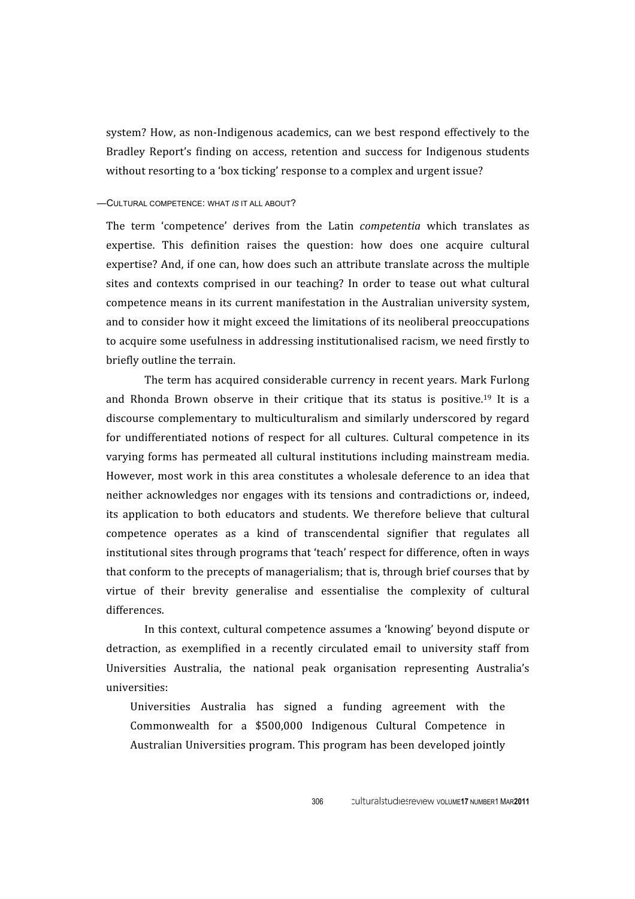system? How, as non-Indigenous academics, can we best respond effectively to the Bradley Report's finding on access, retention and success for Indigenous students without resorting to a 'box ticking' response to a complex and urgent issue?

## —CULTURAL COMPETENCE: WHAT *IS* IT ALL ABOUT?

The term 'competence' derives from the Latin *competentia* which translates as expertise. This definition raises the question: how does one acquire cultural expertise? And, if one can, how does such an attribute translate across the multiple sites and contexts comprised in our teaching? In order to tease out what cultural competence means in its current manifestation in the Australian university system, and to consider how it might exceed the limitations of its neoliberal preoccupations to acquire some usefulness in addressing institutionalised racism, we need firstly to briefly outline the terrain.

The term has acquired considerable currency in recent years. Mark Furlong and Rhonda Brown observe in their critique that its status is positive.[19] It is a discourse complementary to multiculturalism and similarly underscored by regard for undifferentiated notions of respect for all cultures. Cultural competence in its varying forms has permeated all cultural institutions including mainstream media. However, most work in this area constitutes a wholesale deference to an idea that neither acknowledges nor engages with its tensions and contradictions or, indeed, its application to both educators and students. We therefore believe that cultural competence operates as a kind of transcendental signifier that regulates all institutional sites through programs that 'teach' respect for difference, often in ways that conform to the precepts of managerialism; that is, through brief courses that by virtue of their brevity generalise and essentialise the complexity of cultural differences.

In this context, cultural competence assumes a 'knowing' beyond dispute or detraction, as exemplified in a recently circulated email to university staff from Universities Australia, the national peak organisation representing Australia's universities:

> Universities Australia has signed a funding agreement with the Commonwealth for a $500,000 Indigenous Cultural Competence in Australian Universities program. This program has been developed jointly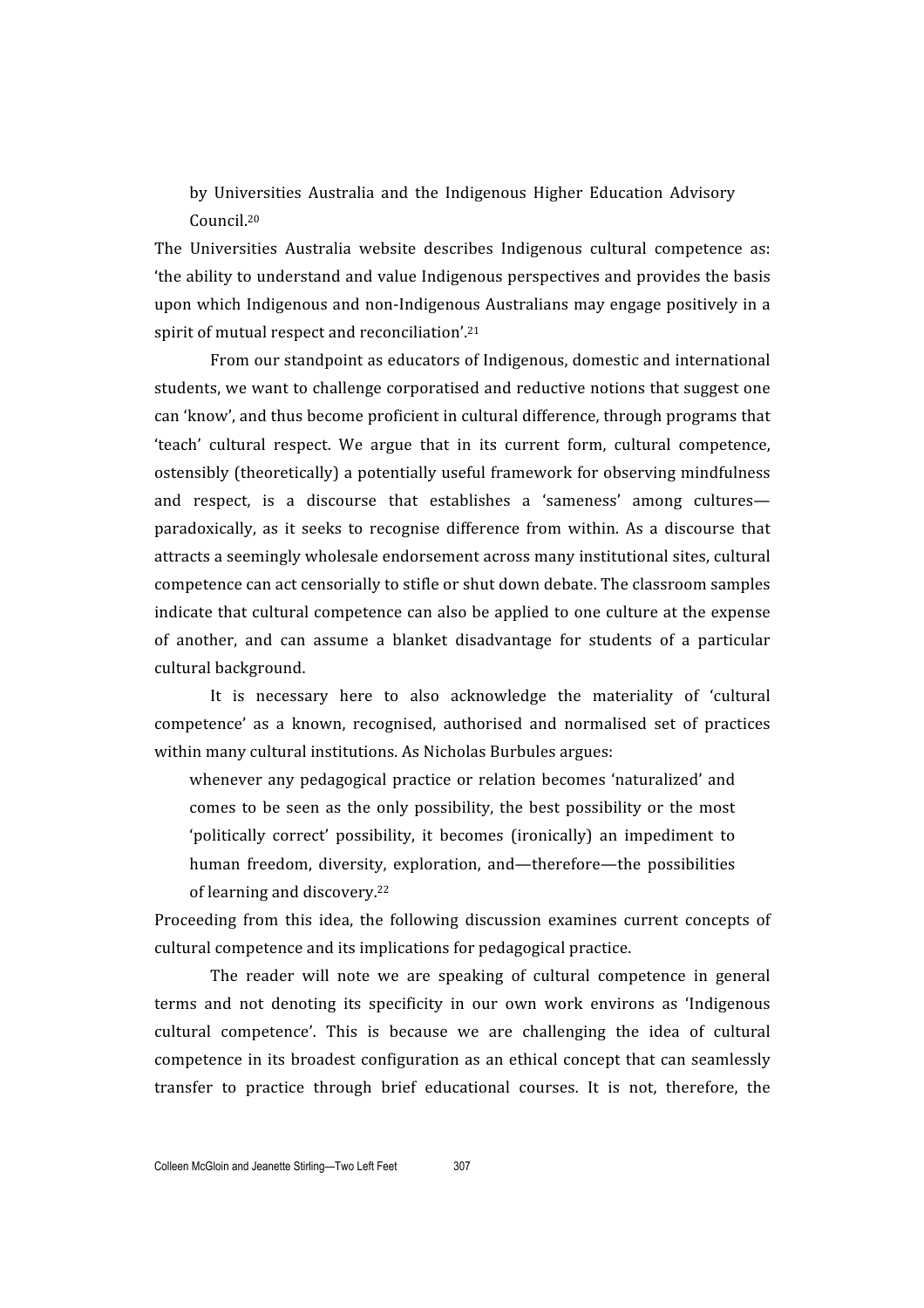by Universities Australia and the Indigenous Higher Education Advisory Council.[20]

The Universities Australia website describes Indigenous cultural competence as: 'the ability to understand and value Indigenous perspectives and provides the basis upon which Indigenous and non-Indigenous Australians may engage positively in a spirit of mutual respect and reconciliation'.[21]

From our standpoint as educators of Indigenous, domestic and international students, we want to challenge corporatised and reductive notions that suggest one can 'know', and thus become proficient in cultural difference, through programs that 'teach' cultural respect. We argue that in its current form, cultural competence, ostensibly (theoretically) a potentially useful framework for observing mindfulness and respect, is a discourse that establishes a 'sameness' among cultures—paradoxically, as it seeks to recognise difference from within. As a discourse that attracts a seemingly wholesale endorsement across many institutional sites, cultural competence can act censorially to stifle or shut down debate. The classroom samples indicate that cultural competence can also be applied to one culture at the expense of another, and can assume a blanket disadvantage for students of a particular cultural background.

It is necessary here to also acknowledge the materiality of 'cultural competence' as a known, recognised, authorised and normalised set of practices within many cultural institutions. As Nicholas Burbules argues:

> whenever any pedagogical practice or relation becomes 'naturalized' and comes to be seen as the only possibility, the best possibility or the most 'politically correct' possibility, it becomes (ironically) an impediment to human freedom, diversity, exploration, and—therefore—the possibilities of learning and discovery.[22]

Proceeding from this idea, the following discussion examines current concepts of cultural competence and its implications for pedagogical practice.

The reader will note we are speaking of cultural competence in general terms and not denoting its specificity in our own work environs as 'Indigenous cultural competence'. This is because we are challenging the idea of cultural competence in its broadest configuration as an ethical concept that can seamlessly transfer to practice through brief educational courses. It is not, therefore, the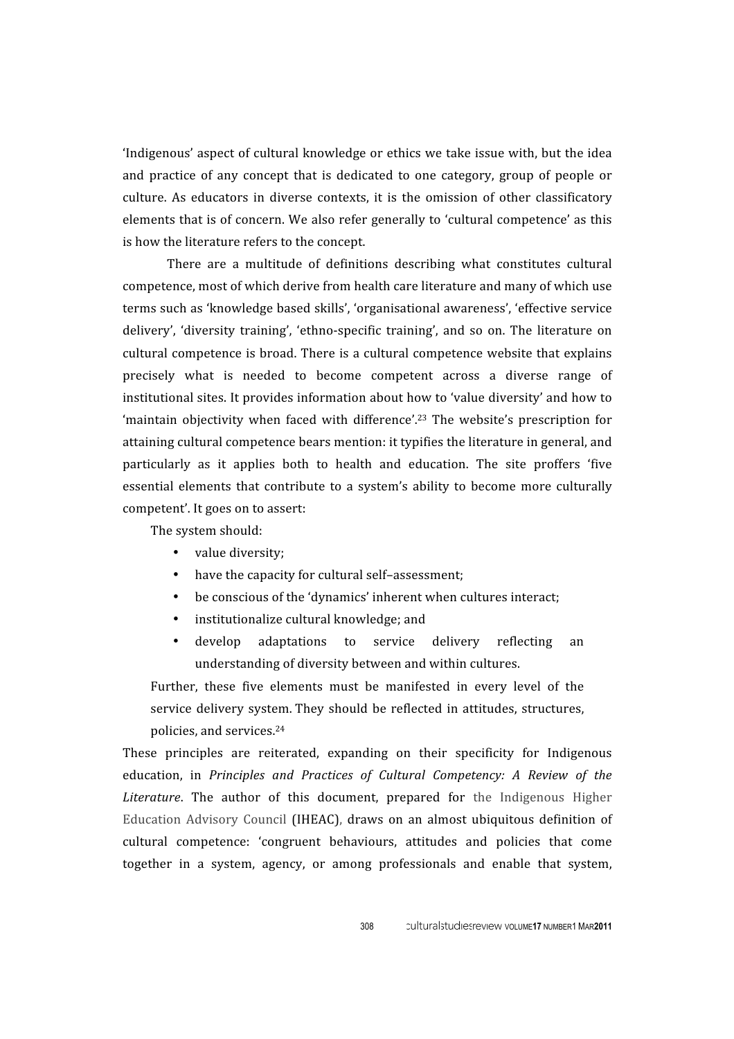'Indigenous' aspect of cultural knowledge or ethics we take issue with, but the idea and practice of any concept that is dedicated to one category, group of people or culture. As educators in diverse contexts, it is the omission of other classificatory elements that is of concern. We also refer generally to 'cultural competence' as this is how the literature refers to the concept.

There are a multitude of definitions describing what constitutes cultural competence, most of which derive from health care literature and many of which use terms such as 'knowledge based skills', 'organisational awareness', 'effective service delivery', 'diversity training', 'ethno-specific training', and so on. The literature on cultural competence is broad. There is a cultural competence website that explains precisely what is needed to become competent across a diverse range of institutional sites. It provides information about how to 'value diversity' and how to 'maintain objectivity when faced with difference'.[23] The website's prescription for attaining cultural competence bears mention: it typifies the literature in general, and particularly as it applies both to health and education. The site proffers 'five essential elements that contribute to a system's ability to become more culturally competent'. It goes on to assert:

> The system should:
>
> - value diversity;
> - have the capacity for cultural self–assessment;
> - be conscious of the 'dynamics' inherent when cultures interact;
> - institutionalize cultural knowledge; and
> - develop adaptations to service delivery reflecting an understanding of diversity between and within cultures.
>
> Further, these five elements must be manifested in every level of the service delivery system. They should be reflected in attitudes, structures, policies, and services.[24]

These principles are reiterated, expanding on their specificity for Indigenous education, in *Principles and Practices of Cultural Competency: A Review of the Literature*. The author of this document, prepared for the Indigenous Higher Education Advisory Council (IHEAC), draws on an almost ubiquitous definition of cultural competence: 'congruent behaviours, attitudes and policies that come together in a system, agency, or among professionals and enable that system,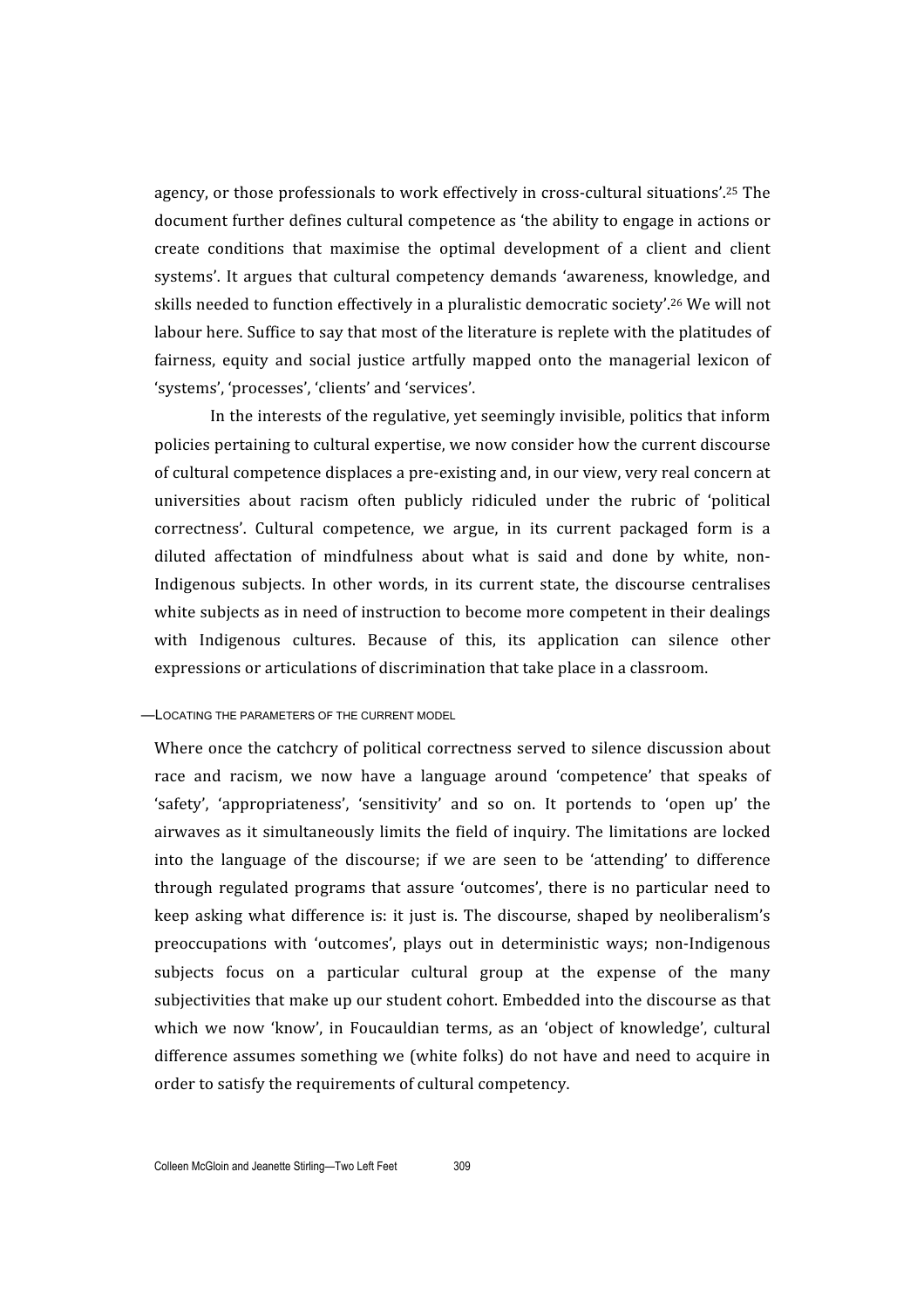agency, or those professionals to work effectively in cross-cultural situations'.[25] The document further defines cultural competence as 'the ability to engage in actions or create conditions that maximise the optimal development of a client and client systems'. It argues that cultural competency demands 'awareness, knowledge, and skills needed to function effectively in a pluralistic democratic society'.[26] We will not labour here. Suffice to say that most of the literature is replete with the platitudes of fairness, equity and social justice artfully mapped onto the managerial lexicon of 'systems', 'processes', 'clients' and 'services'.

In the interests of the regulative, yet seemingly invisible, politics that inform policies pertaining to cultural expertise, we now consider how the current discourse of cultural competence displaces a pre-existing and, in our view, very real concern at universities about racism often publicly ridiculed under the rubric of 'political correctness'. Cultural competence, we argue, in its current packaged form is a diluted affectation of mindfulness about what is said and done by white, non-Indigenous subjects. In other words, in its current state, the discourse centralises white subjects as in need of instruction to become more competent in their dealings with Indigenous cultures. Because of this, its application can silence other expressions or articulations of discrimination that take place in a classroom.

## —Locating the parameters of the current model

Where once the catchcry of political correctness served to silence discussion about race and racism, we now have a language around 'competence' that speaks of 'safety', 'appropriateness', 'sensitivity' and so on. It portends to 'open up' the airwaves as it simultaneously limits the field of inquiry. The limitations are locked into the language of the discourse; if we are seen to be 'attending' to difference through regulated programs that assure 'outcomes', there is no particular need to keep asking what difference is: it just is. The discourse, shaped by neoliberalism's preoccupations with 'outcomes', plays out in deterministic ways; non-Indigenous subjects focus on a particular cultural group at the expense of the many subjectivities that make up our student cohort. Embedded into the discourse as that which we now 'know', in Foucauldian terms, as an 'object of knowledge', cultural difference assumes something we (white folks) do not have and need to acquire in order to satisfy the requirements of cultural competency.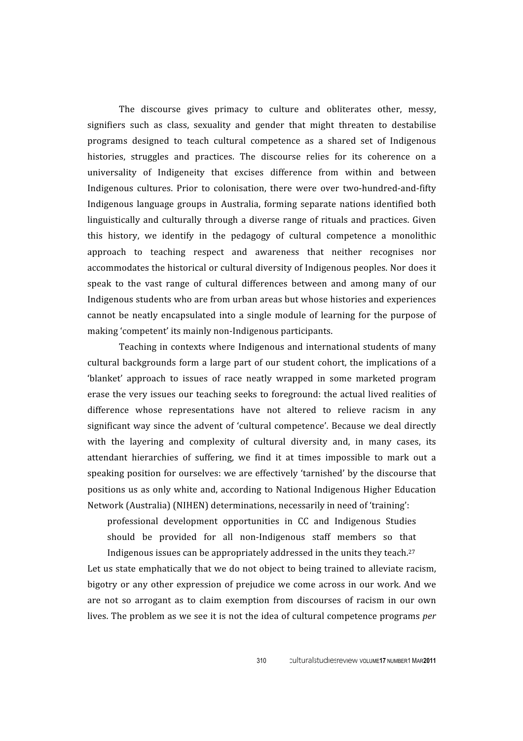The discourse gives primacy to culture and obliterates other, messy, signifiers such as class, sexuality and gender that might threaten to destabilise programs designed to teach cultural competence as a shared set of Indigenous histories, struggles and practices. The discourse relies for its coherence on a universality of Indigeneity that excises difference from within and between Indigenous cultures. Prior to colonisation, there were over two-hundred-and-fifty Indigenous language groups in Australia, forming separate nations identified both linguistically and culturally through a diverse range of rituals and practices. Given this history, we identify in the pedagogy of cultural competence a monolithic approach to teaching respect and awareness that neither recognises nor accommodates the historical or cultural diversity of Indigenous peoples. Nor does it speak to the vast range of cultural differences between and among many of our Indigenous students who are from urban areas but whose histories and experiences cannot be neatly encapsulated into a single module of learning for the purpose of making 'competent' its mainly non-Indigenous participants.

Teaching in contexts where Indigenous and international students of many cultural backgrounds form a large part of our student cohort, the implications of a 'blanket' approach to issues of race neatly wrapped in some marketed program erase the very issues our teaching seeks to foreground: the actual lived realities of difference whose representations have not altered to relieve racism in any significant way since the advent of 'cultural competence'. Because we deal directly with the layering and complexity of cultural diversity and, in many cases, its attendant hierarchies of suffering, we find it at times impossible to mark out a speaking position for ourselves: we are effectively 'tarnished' by the discourse that positions us as only white and, according to National Indigenous Higher Education Network (Australia) (NIHEN) determinations, necessarily in need of 'training':

> professional development opportunities in CC and Indigenous Studies should be provided for all non-Indigenous staff members so that Indigenous issues can be appropriately addressed in the units they teach.[27]

Let us state emphatically that we do not object to being trained to alleviate racism, bigotry or any other expression of prejudice we come across in our work. And we are not so arrogant as to claim exemption from discourses of racism in our own lives. The problem as we see it is not the idea of cultural competence programs *per*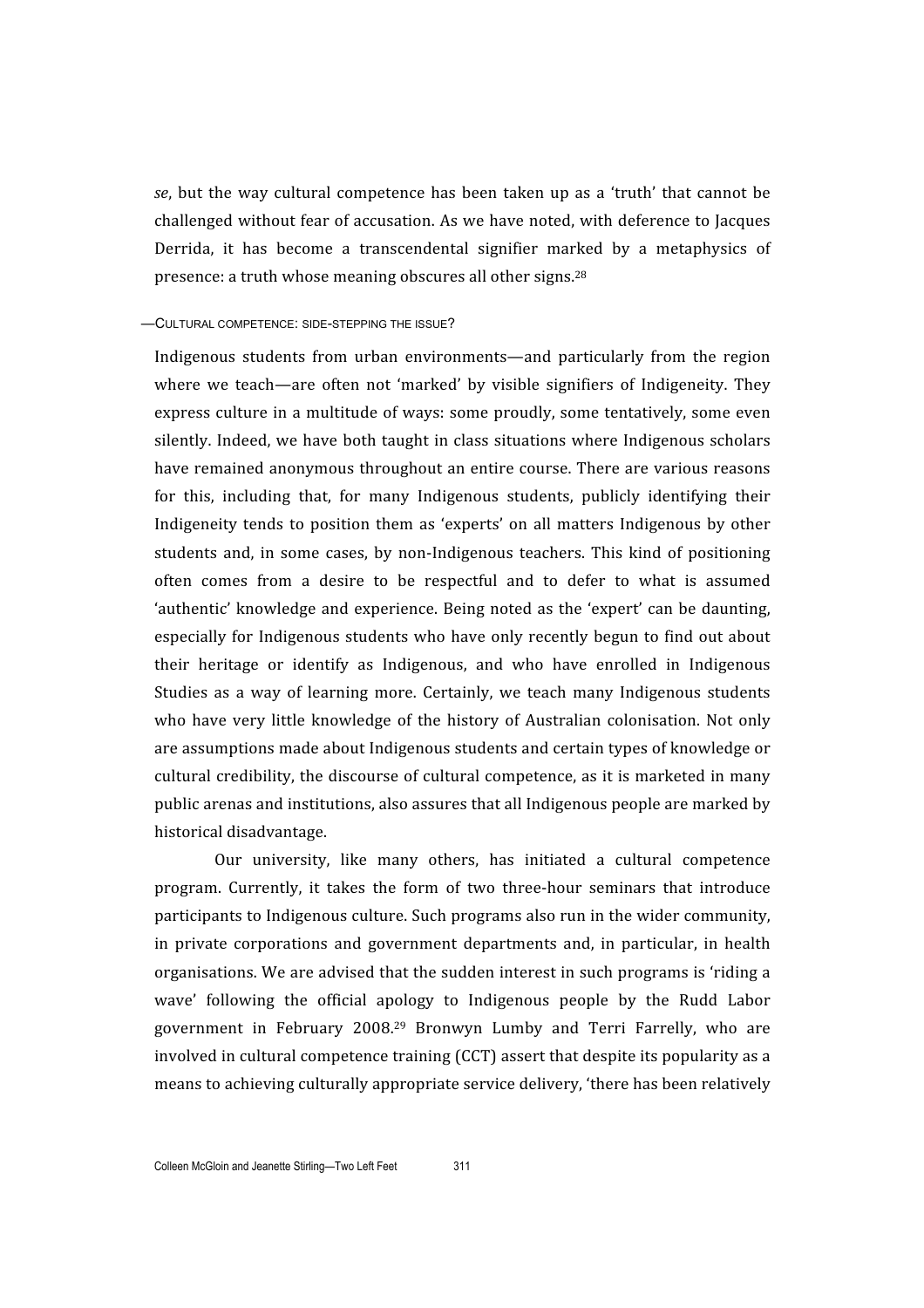*se*, but the way cultural competence has been taken up as a 'truth' that cannot be challenged without fear of accusation. As we have noted, with deference to Jacques Derrida, it has become a transcendental signifier marked by a metaphysics of presence: a truth whose meaning obscures all other signs.[28]

### —Cultural competence: side-stepping the issue?

Indigenous students from urban environments—and particularly from the region where we teach—are often not 'marked' by visible signifiers of Indigeneity. They express culture in a multitude of ways: some proudly, some tentatively, some even silently. Indeed, we have both taught in class situations where Indigenous scholars have remained anonymous throughout an entire course. There are various reasons for this, including that, for many Indigenous students, publicly identifying their Indigeneity tends to position them as 'experts' on all matters Indigenous by other students and, in some cases, by non-Indigenous teachers. This kind of positioning often comes from a desire to be respectful and to defer to what is assumed 'authentic' knowledge and experience. Being noted as the 'expert' can be daunting, especially for Indigenous students who have only recently begun to find out about their heritage or identify as Indigenous, and who have enrolled in Indigenous Studies as a way of learning more. Certainly, we teach many Indigenous students who have very little knowledge of the history of Australian colonisation. Not only are assumptions made about Indigenous students and certain types of knowledge or cultural credibility, the discourse of cultural competence, as it is marketed in many public arenas and institutions, also assures that all Indigenous people are marked by historical disadvantage.

Our university, like many others, has initiated a cultural competence program. Currently, it takes the form of two three-hour seminars that introduce participants to Indigenous culture. Such programs also run in the wider community, in private corporations and government departments and, in particular, in health organisations. We are advised that the sudden interest in such programs is 'riding a wave' following the official apology to Indigenous people by the Rudd Labor government in February 2008.[29] Bronwyn Lumby and Terri Farrelly, who are involved in cultural competence training (CCT) assert that despite its popularity as a means to achieving culturally appropriate service delivery, 'there has been relatively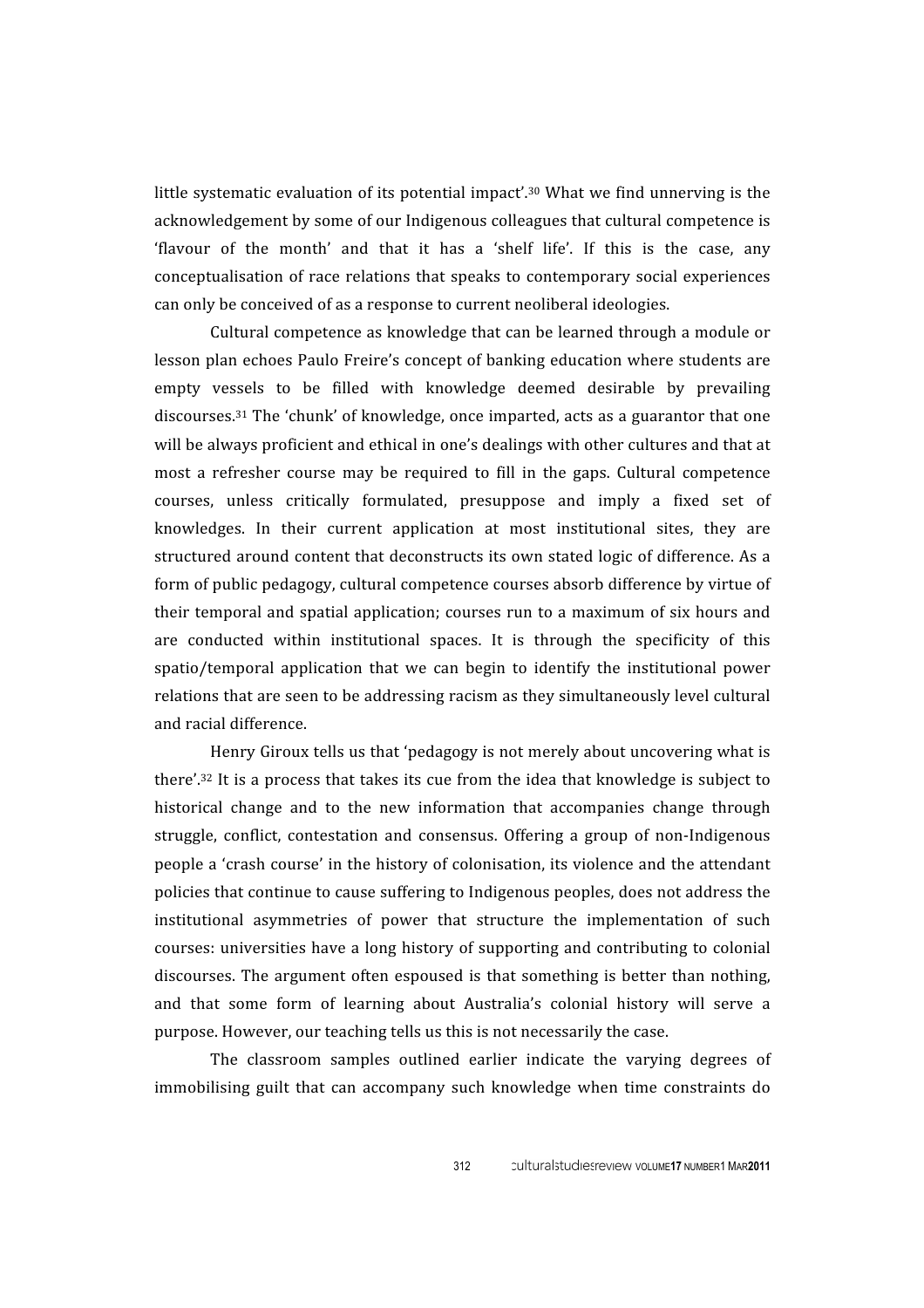little systematic evaluation of its potential impact'.[30] What we find unnerving is the acknowledgement by some of our Indigenous colleagues that cultural competence is 'flavour of the month' and that it has a 'shelf life'. If this is the case, any conceptualisation of race relations that speaks to contemporary social experiences can only be conceived of as a response to current neoliberal ideologies.

Cultural competence as knowledge that can be learned through a module or lesson plan echoes Paulo Freire's concept of banking education where students are empty vessels to be filled with knowledge deemed desirable by prevailing discourses.[31] The 'chunk' of knowledge, once imparted, acts as a guarantor that one will be always proficient and ethical in one's dealings with other cultures and that at most a refresher course may be required to fill in the gaps. Cultural competence courses, unless critically formulated, presuppose and imply a fixed set of knowledges. In their current application at most institutional sites, they are structured around content that deconstructs its own stated logic of difference. As a form of public pedagogy, cultural competence courses absorb difference by virtue of their temporal and spatial application; courses run to a maximum of six hours and are conducted within institutional spaces. It is through the specificity of this spatio/temporal application that we can begin to identify the institutional power relations that are seen to be addressing racism as they simultaneously level cultural and racial difference.

Henry Giroux tells us that 'pedagogy is not merely about uncovering what is there'.[32] It is a process that takes its cue from the idea that knowledge is subject to historical change and to the new information that accompanies change through struggle, conflict, contestation and consensus. Offering a group of non-Indigenous people a 'crash course' in the history of colonisation, its violence and the attendant policies that continue to cause suffering to Indigenous peoples, does not address the institutional asymmetries of power that structure the implementation of such courses: universities have a long history of supporting and contributing to colonial discourses. The argument often espoused is that something is better than nothing, and that some form of learning about Australia's colonial history will serve a purpose. However, our teaching tells us this is not necessarily the case.

The classroom samples outlined earlier indicate the varying degrees of immobilising guilt that can accompany such knowledge when time constraints do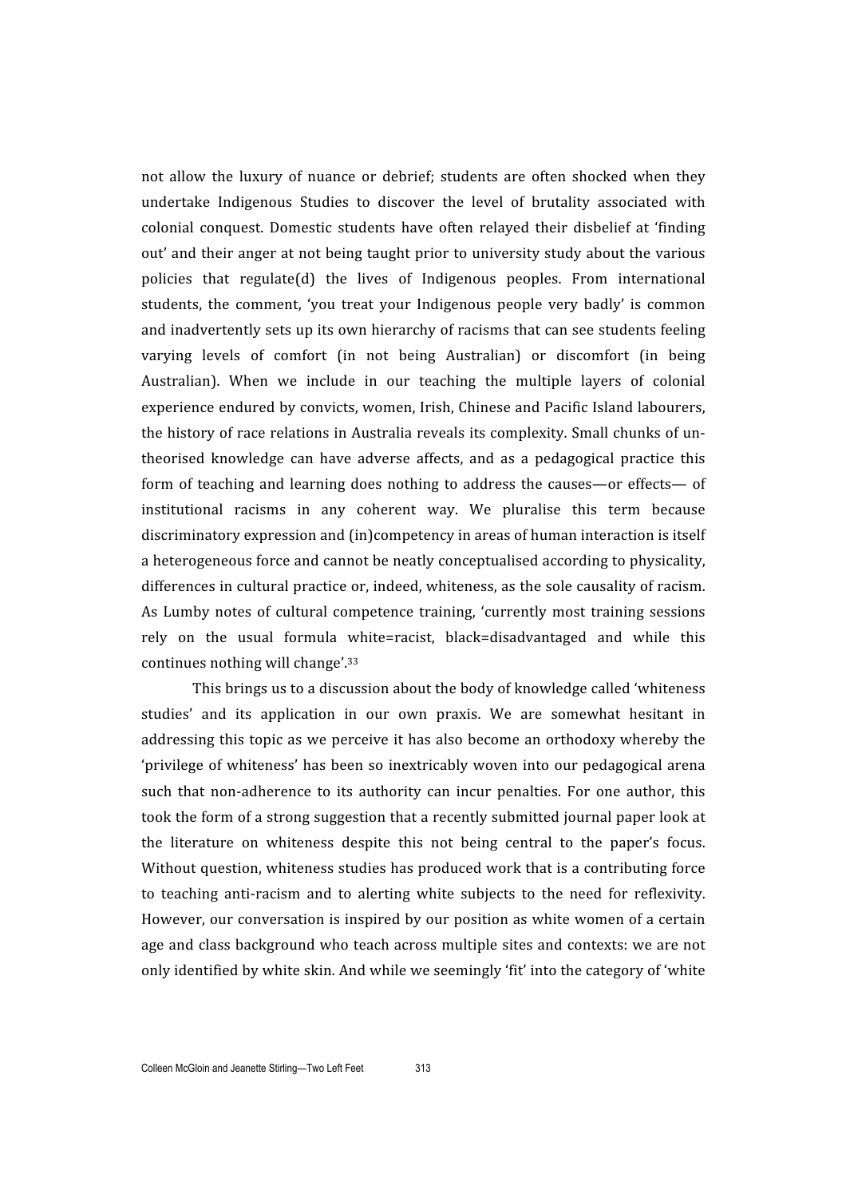not allow the luxury of nuance or debrief; students are often shocked when they undertake Indigenous Studies to discover the level of brutality associated with colonial conquest. Domestic students have often relayed their disbelief at 'finding out' and their anger at not being taught prior to university study about the various policies that regulate(d) the lives of Indigenous peoples. From international students, the comment, 'you treat your Indigenous people very badly' is common and inadvertently sets up its own hierarchy of racisms that can see students feeling varying levels of comfort (in not being Australian) or discomfort (in being Australian). When we include in our teaching the multiple layers of colonial experience endured by convicts, women, Irish, Chinese and Pacific Island labourers, the history of race relations in Australia reveals its complexity. Small chunks of un-theorised knowledge can have adverse affects, and as a pedagogical practice this form of teaching and learning does nothing to address the causes—or effects— of institutional racisms in any coherent way. We pluralise this term because discriminatory expression and (in)competency in areas of human interaction is itself a heterogeneous force and cannot be neatly conceptualised according to physicality, differences in cultural practice or, indeed, whiteness, as the sole causality of racism. As Lumby notes of cultural competence training, 'currently most training sessions rely on the usual formula white=racist, black=disadvantaged and while this continues nothing will change'.[33]

This brings us to a discussion about the body of knowledge called 'whiteness studies' and its application in our own praxis. We are somewhat hesitant in addressing this topic as we perceive it has also become an orthodoxy whereby the 'privilege of whiteness' has been so inextricably woven into our pedagogical arena such that non-adherence to its authority can incur penalties. For one author, this took the form of a strong suggestion that a recently submitted journal paper look at the literature on whiteness despite this not being central to the paper's focus. Without question, whiteness studies has produced work that is a contributing force to teaching anti-racism and to alerting white subjects to the need for reflexivity. However, our conversation is inspired by our position as white women of a certain age and class background who teach across multiple sites and contexts: we are not only identified by white skin. And while we seemingly 'fit' into the category of 'white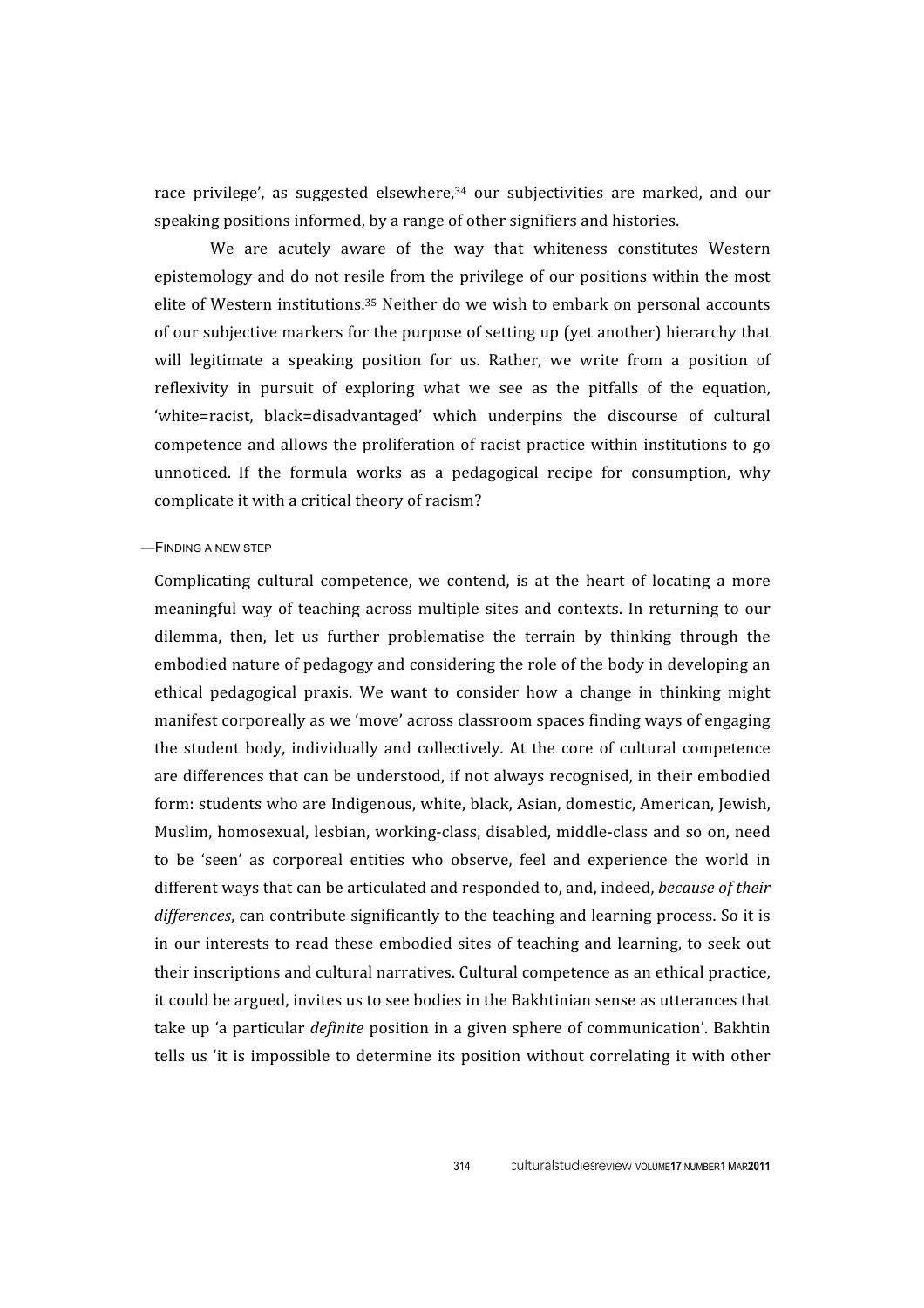race privilege', as suggested elsewhere,[34] our subjectivities are marked, and our speaking positions informed, by a range of other signifiers and histories.

We are acutely aware of the way that whiteness constitutes Western epistemology and do not resile from the privilege of our positions within the most elite of Western institutions.[35] Neither do we wish to embark on personal accounts of our subjective markers for the purpose of setting up (yet another) hierarchy that will legitimate a speaking position for us. Rather, we write from a position of reflexivity in pursuit of exploring what we see as the pitfalls of the equation, 'white=racist, black=disadvantaged' which underpins the discourse of cultural competence and allows the proliferation of racist practice within institutions to go unnoticed. If the formula works as a pedagogical recipe for consumption, why complicate it with a critical theory of racism?

## —Finding a new step

Complicating cultural competence, we contend, is at the heart of locating a more meaningful way of teaching across multiple sites and contexts. In returning to our dilemma, then, let us further problematise the terrain by thinking through the embodied nature of pedagogy and considering the role of the body in developing an ethical pedagogical praxis. We want to consider how a change in thinking might manifest corporeally as we 'move' across classroom spaces finding ways of engaging the student body, individually and collectively. At the core of cultural competence are differences that can be understood, if not always recognised, in their embodied form: students who are Indigenous, white, black, Asian, domestic, American, Jewish, Muslim, homosexual, lesbian, working-class, disabled, middle-class and so on, need to be 'seen' as corporeal entities who observe, feel and experience the world in different ways that can be articulated and responded to, and, indeed, *because of their differences*, can contribute significantly to the teaching and learning process. So it is in our interests to read these embodied sites of teaching and learning, to seek out their inscriptions and cultural narratives. Cultural competence as an ethical practice, it could be argued, invites us to see bodies in the Bakhtinian sense as utterances that take up 'a particular *definite* position in a given sphere of communication'. Bakhtin tells us 'it is impossible to determine its position without correlating it with other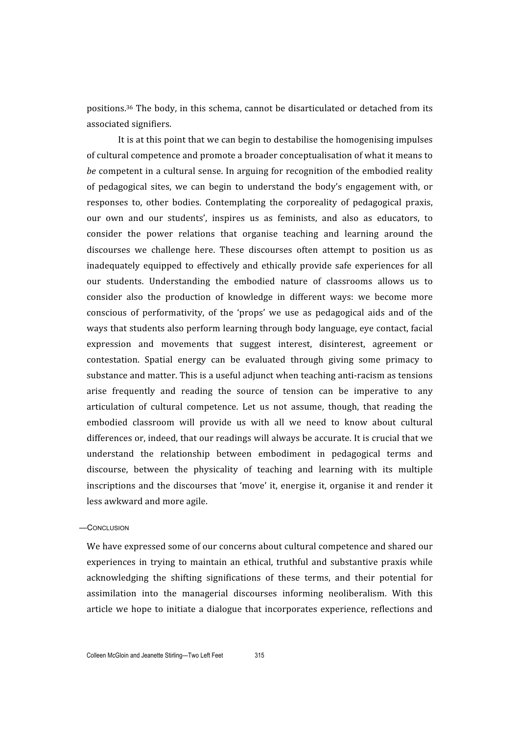positions.[36] The body, in this schema, cannot be disarticulated or detached from its associated signifiers.

It is at this point that we can begin to destabilise the homogenising impulses of cultural competence and promote a broader conceptualisation of what it means to *be* competent in a cultural sense. In arguing for recognition of the embodied reality of pedagogical sites, we can begin to understand the body's engagement with, or responses to, other bodies. Contemplating the corporeality of pedagogical praxis, our own and our students', inspires us as feminists, and also as educators, to consider the power relations that organise teaching and learning around the discourses we challenge here. These discourses often attempt to position us as inadequately equipped to effectively and ethically provide safe experiences for all our students. Understanding the embodied nature of classrooms allows us to consider also the production of knowledge in different ways: we become more conscious of performativity, of the 'props' we use as pedagogical aids and of the ways that students also perform learning through body language, eye contact, facial expression and movements that suggest interest, disinterest, agreement or contestation. Spatial energy can be evaluated through giving some primacy to substance and matter. This is a useful adjunct when teaching anti-racism as tensions arise frequently and reading the source of tension can be imperative to any articulation of cultural competence. Let us not assume, though, that reading the embodied classroom will provide us with all we need to know about cultural differences or, indeed, that our readings will always be accurate. It is crucial that we understand the relationship between embodiment in pedagogical terms and discourse, between the physicality of teaching and learning with its multiple inscriptions and the discourses that 'move' it, energise it, organise it and render it less awkward and more agile.

## —Conclusion

We have expressed some of our concerns about cultural competence and shared our experiences in trying to maintain an ethical, truthful and substantive praxis while acknowledging the shifting significations of these terms, and their potential for assimilation into the managerial discourses informing neoliberalism. With this article we hope to initiate a dialogue that incorporates experience, reflections and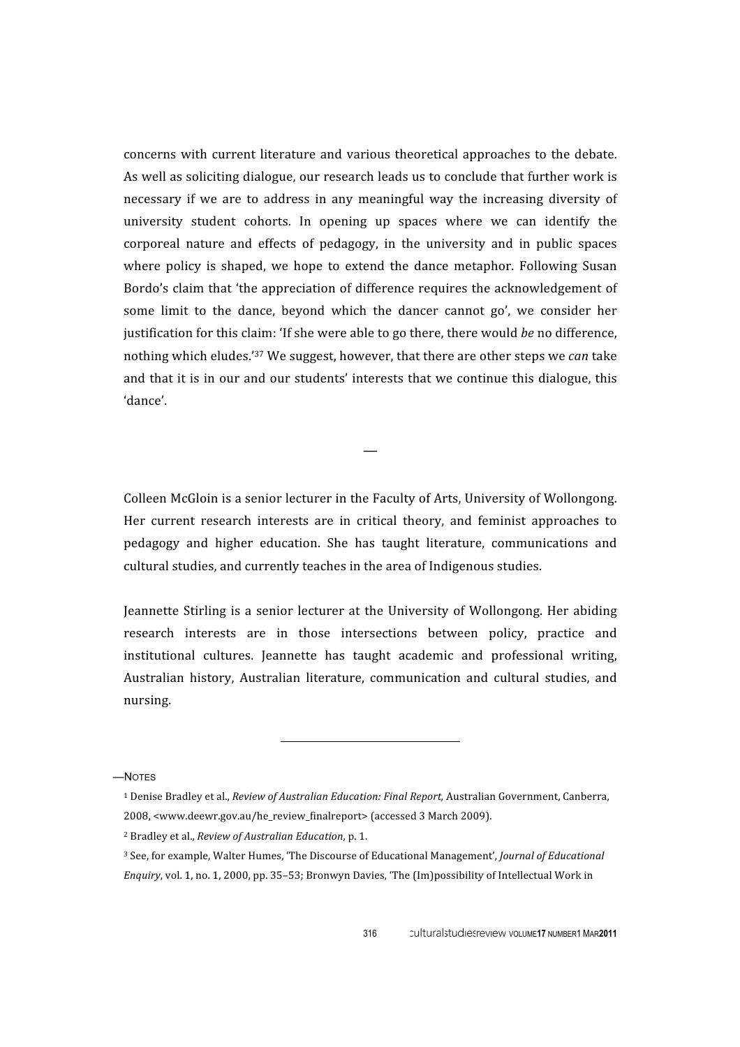concerns with current literature and various theoretical approaches to the debate. As well as soliciting dialogue, our research leads us to conclude that further work is necessary if we are to address in any meaningful way the increasing diversity of university student cohorts. In opening up spaces where we can identify the corporeal nature and effects of pedagogy, in the university and in public spaces where policy is shaped, we hope to extend the dance metaphor. Following Susan Bordo's claim that 'the appreciation of difference requires the acknowledgement of some limit to the dance, beyond which the dancer cannot go', we consider her justification for this claim: 'If she were able to go there, there would *be* no difference, nothing which eludes.'[37] We suggest, however, that there are other steps we *can* take and that it is in our and our students' interests that we continue this dialogue, this 'dance'.

—

Colleen McGloin is a senior lecturer in the Faculty of Arts, University of Wollongong. Her current research interests are in critical theory, and feminist approaches to pedagogy and higher education. She has taught literature, communications and cultural studies, and currently teaches in the area of Indigenous studies.

Jeannette Stirling is a senior lecturer at the University of Wollongong. Her abiding research interests are in those intersections between policy, practice and institutional cultures. Jeannette has taught academic and professional writing, Australian history, Australian literature, communication and cultural studies, and nursing.

—NOTES

[1] Denise Bradley et al., *Review of Australian Education: Final Report,* Australian Government, Canberra, 2008, <www.deewr.gov.au/he_review_finalreport> (accessed 3 March 2009).

[2] Bradley et al., *Review of Australian Education*, p. 1.

[3] See, for example, Walter Humes, 'The Discourse of Educational Management', *Journal of Educational Enquiry*, vol. 1, no. 1, 2000, pp. 35–53; Bronwyn Davies, 'The (Im)possibility of Intellectual Work in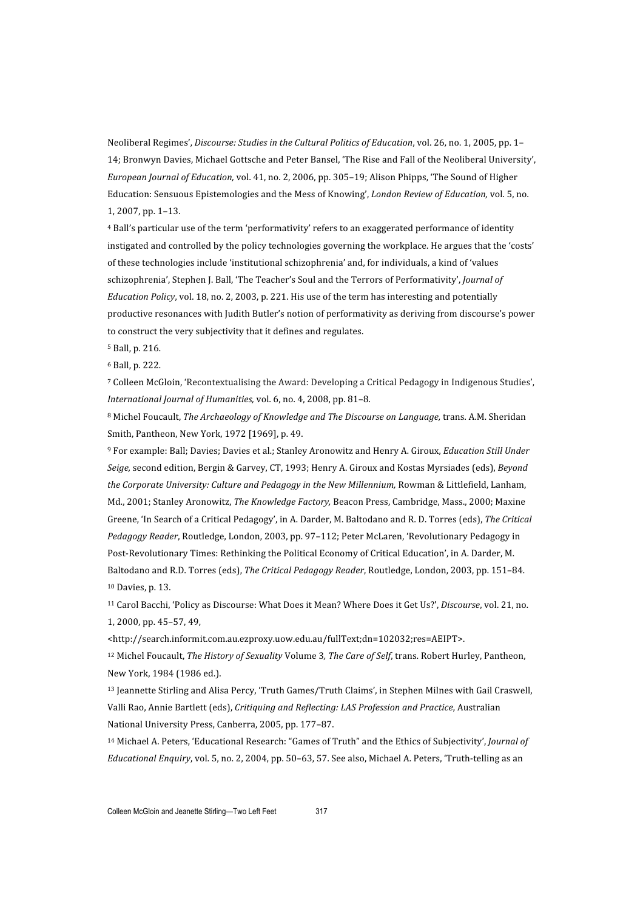Neoliberal Regimes', *Discourse: Studies in the Cultural Politics of Education*, vol. 26, no. 1, 2005, pp. 1–14; Bronwyn Davies, Michael Gottsche and Peter Bansel, 'The Rise and Fall of the Neoliberal University', *European Journal of Education,* vol. 41, no. 2, 2006, pp. 305–19; Alison Phipps, 'The Sound of Higher Education: Sensuous Epistemologies and the Mess of Knowing', *London Review of Education,* vol. 5, no. 1, 2007, pp. 1–13.

[4] Ball's particular use of the term 'performativity' refers to an exaggerated performance of identity instigated and controlled by the policy technologies governing the workplace. He argues that the 'costs' of these technologies include 'institutional schizophrenia' and, for individuals, a kind of 'values schizophrenia', Stephen J. Ball, 'The Teacher's Soul and the Terrors of Performativity', *Journal of Education Policy*, vol. 18, no. 2, 2003, p. 221. His use of the term has interesting and potentially productive resonances with Judith Butler's notion of performativity as deriving from discourse's power to construct the very subjectivity that it defines and regulates.

[5] Ball, p. 216.

[6] Ball, p. 222.

[7] Colleen McGloin, 'Recontextualising the Award: Developing a Critical Pedagogy in Indigenous Studies', *International Journal of Humanities,* vol. 6, no. 4, 2008, pp. 81–8.

[8] Michel Foucault, *The Archaeology of Knowledge and The Discourse on Language,* trans. A.M. Sheridan Smith, Pantheon, New York, 1972 [1969], p. 49.

[9] For example: Ball; Davies; Davies et al.; Stanley Aronowitz and Henry A. Giroux, *Education Still Under Seige,* second edition, Bergin & Garvey, CT, 1993; Henry A. Giroux and Kostas Myrsiades (eds), *Beyond the Corporate University: Culture and Pedagogy in the New Millennium,* Rowman & Littlefield, Lanham, Md., 2001; Stanley Aronowitz, *The Knowledge Factory,* Beacon Press, Cambridge, Mass., 2000; Maxine Greene, 'In Search of a Critical Pedagogy', in A. Darder, M. Baltodano and R. D. Torres (eds), *The Critical Pedagogy Reader*, Routledge, London, 2003, pp. 97–112; Peter McLaren, 'Revolutionary Pedagogy in Post-Revolutionary Times: Rethinking the Political Economy of Critical Education', in A. Darder, M. Baltodano and R.D. Torres (eds), *The Critical Pedagogy Reader*, Routledge, London, 2003, pp. 151–84.

[10] Davies, p. 13.

[11] Carol Bacchi, 'Policy as Discourse: What Does it Mean? Where Does it Get Us?', *Discourse*, vol. 21, no. 1, 2000, pp. 45–57, 49, <http://search.informit.com.au.ezproxy.uow.edu.au/fullText;dn=102032;res=AEIPT>.

[12] Michel Foucault, *The History of Sexuality* Volume 3*, The Care of Self*, trans. Robert Hurley, Pantheon, New York, 1984 (1986 ed.).

[13] Jeannette Stirling and Alisa Percy, 'Truth Games/Truth Claims', in Stephen Milnes with Gail Craswell, Valli Rao, Annie Bartlett (eds), *Critiquing and Reflecting: LAS Profession and Practice*, Australian National University Press, Canberra, 2005, pp. 177–87.

[14] Michael A. Peters, 'Educational Research: "Games of Truth" and the Ethics of Subjectivity', *Journal of Educational Enquiry*, vol. 5, no. 2, 2004, pp. 50–63, 57. See also, Michael A. Peters, 'Truth-telling as an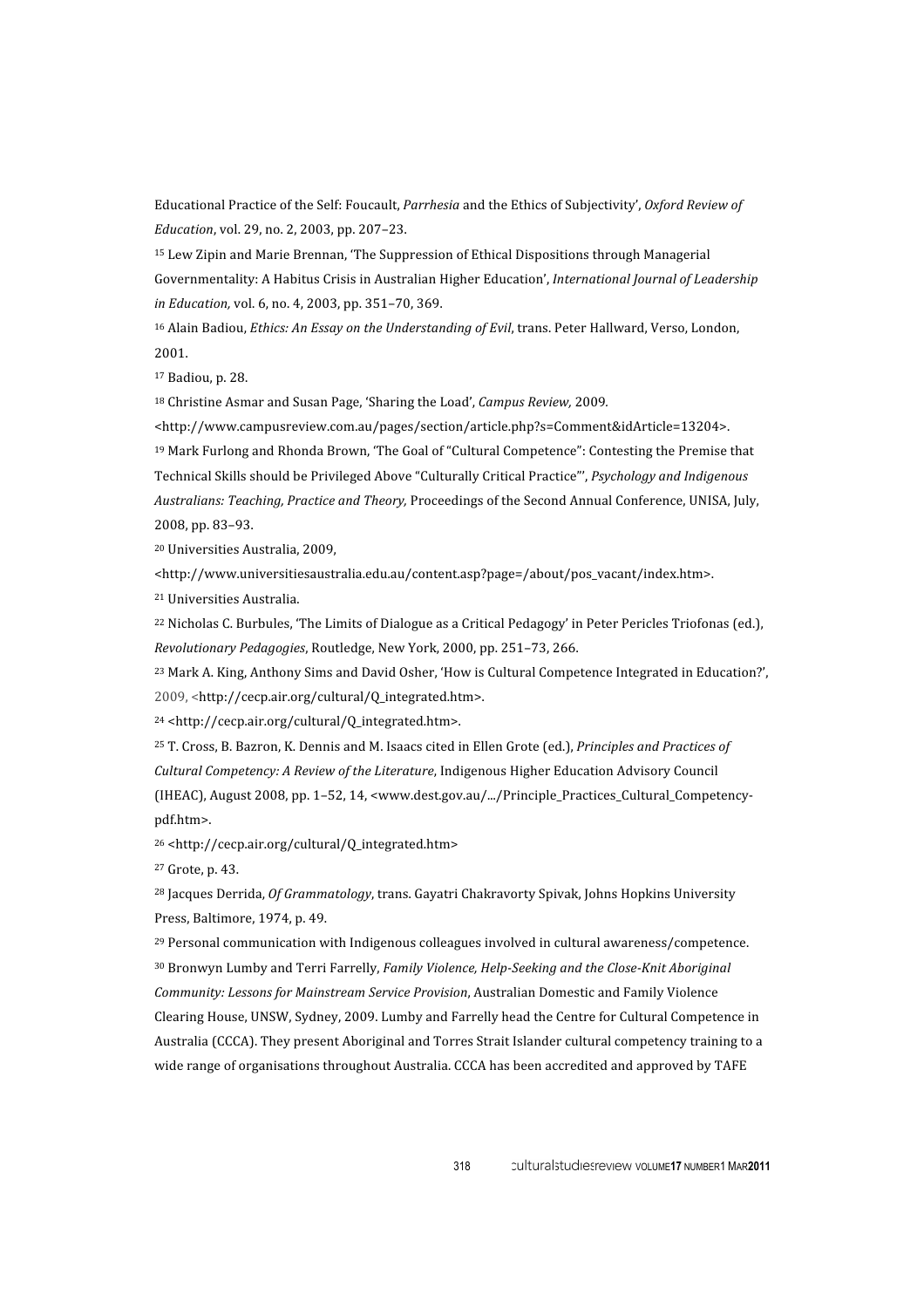Educational Practice of the Self: Foucault, *Parrhesia* and the Ethics of Subjectivity', *Oxford Review of Education*, vol. 29, no. 2, 2003, pp. 207–23.

[15] Lew Zipin and Marie Brennan, 'The Suppression of Ethical Dispositions through Managerial Governmentality: A Habitus Crisis in Australian Higher Education', *International Journal of Leadership in Education,* vol. 6, no. 4, 2003, pp. 351–70, 369.

[16] Alain Badiou, *Ethics: An Essay on the Understanding of Evil*, trans. Peter Hallward, Verso, London, 2001.

[17] Badiou, p. 28.

[18] Christine Asmar and Susan Page, 'Sharing the Load', *Campus Review,* 2009. <http://www.campusreview.com.au/pages/section/article.php?s=Comment&idArticle=13204>.

[19] Mark Furlong and Rhonda Brown, 'The Goal of "Cultural Competence": Contesting the Premise that Technical Skills should be Privileged Above "Culturally Critical Practice"', *Psychology and Indigenous Australians: Teaching, Practice and Theory,* Proceedings of the Second Annual Conference, UNISA, July, 2008, pp. 83–93.

[20] Universities Australia, 2009, <http://www.universitiesaustralia.edu.au/content.asp?page=/about/pos_vacant/index.htm>.

[21] Universities Australia.

[22] Nicholas C. Burbules, 'The Limits of Dialogue as a Critical Pedagogy' in Peter Pericles Triofonas (ed.), *Revolutionary Pedagogies*, Routledge, New York, 2000, pp. 251–73, 266.

[23] Mark A. King, Anthony Sims and David Osher, 'How is Cultural Competence Integrated in Education?', 2009, <http://cecp.air.org/cultural/Q_integrated.htm>.

[24] <http://cecp.air.org/cultural/Q_integrated.htm>.

[25] T. Cross, B. Bazron, K. Dennis and M. Isaacs cited in Ellen Grote (ed.), *Principles and Practices of Cultural Competency: A Review of the Literature*, Indigenous Higher Education Advisory Council (IHEAC), August 2008, pp. 1–52, 14, <www.dest.gov.au/.../Principle_Practices_Cultural_Competency-pdf.htm>.

[26] <http://cecp.air.org/cultural/Q_integrated.htm>

[27] Grote, p. 43.

[28] Jacques Derrida, *Of Grammatology*, trans. Gayatri Chakravorty Spivak, Johns Hopkins University Press, Baltimore, 1974, p. 49.

[29] Personal communication with Indigenous colleagues involved in cultural awareness/competence.

[30] Bronwyn Lumby and Terri Farrelly, *Family Violence, Help-Seeking and the Close-Knit Aboriginal Community: Lessons for Mainstream Service Provision*, Australian Domestic and Family Violence Clearing House, UNSW, Sydney, 2009. Lumby and Farrelly head the Centre for Cultural Competence in Australia (CCCA). They present Aboriginal and Torres Strait Islander cultural competency training to a wide range of organisations throughout Australia. CCCA has been accredited and approved by TAFE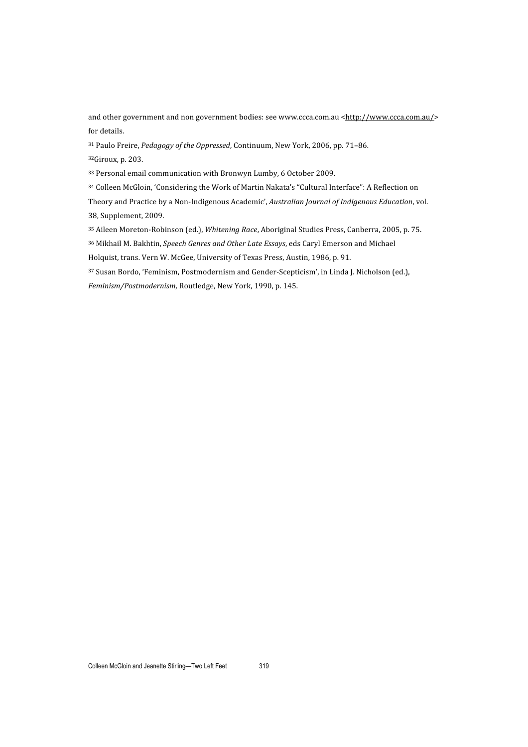and other government and non government bodies: see www.ccca.com.au <http://www.ccca.com.au/> for details.

[31] Paulo Freire, *Pedagogy of the Oppressed*, Continuum, New York, 2006, pp. 71–86.

[32]Giroux, p. 203.

[33] Personal email communication with Bronwyn Lumby, 6 October 2009.

[34] Colleen McGloin, 'Considering the Work of Martin Nakata's "Cultural Interface": A Reflection on Theory and Practice by a Non-Indigenous Academic', *Australian Journal of Indigenous Education*, vol. 38, Supplement, 2009.

[35] Aileen Moreton-Robinson (ed.), *Whitening Race*, Aboriginal Studies Press, Canberra, 2005, p. 75.

[36] Mikhail M. Bakhtin, *Speech Genres and Other Late Essays*, eds Caryl Emerson and Michael Holquist, trans. Vern W. McGee, University of Texas Press, Austin, 1986, p. 91.

[37] Susan Bordo, 'Feminism, Postmodernism and Gender-Scepticism', in Linda J. Nicholson (ed.), *Feminism/Postmodernism,* Routledge, New York, 1990, p. 145.